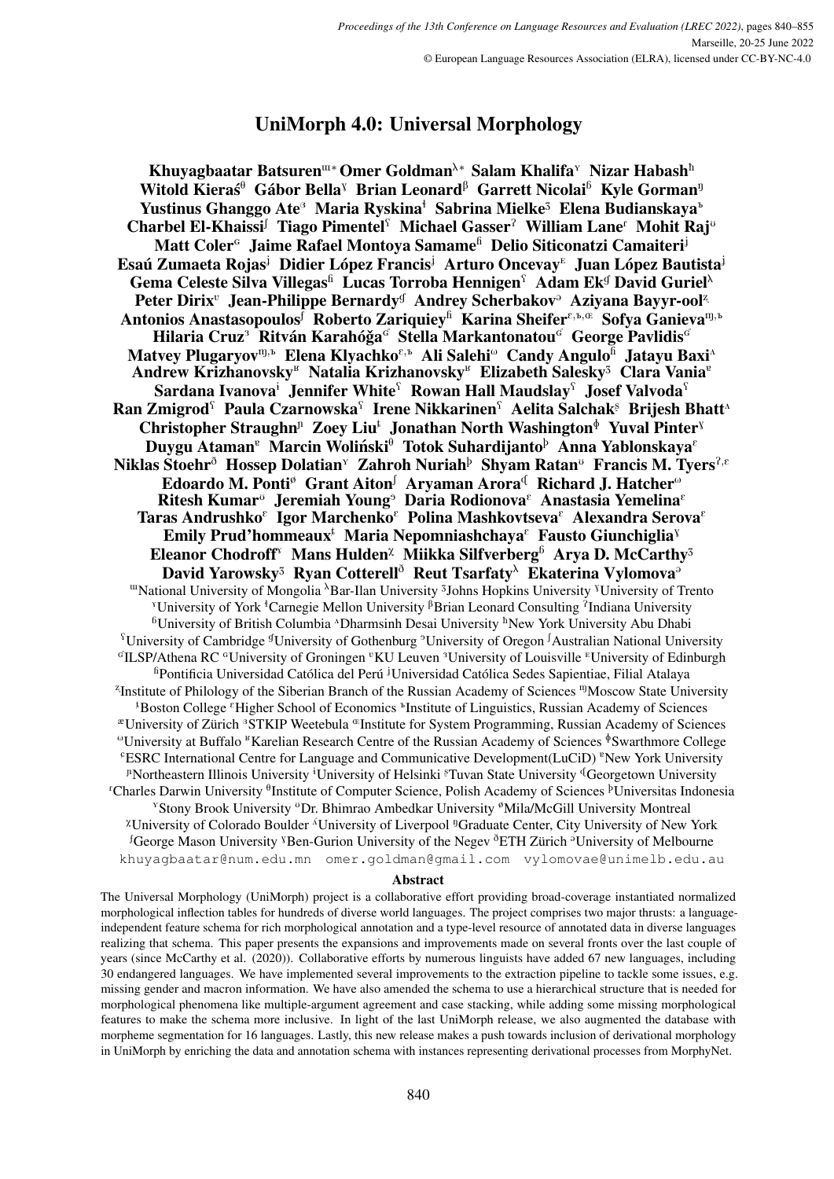# UniMorph 4.0: Universal Morphology

**Khuyagbaatar Batsuren**[ш*] **Omer Goldman**[λ*] **Salam Khalifa**[ʏ] **Nizar Habash**[ɦ] **Witold Kieraś**[θ] **Gábor Bella**[ɣ] **Brian Leonard**[β] **Garrett Nicolai**[ɓ] **Kyle Gorman**[ŋ] **Yustinus Ghanggo Ate**[з] **Maria Ryskina**[ɫ] **Sabrina Mielke**[ʒ] **Elena Budianskaya**[ъ] **Charbel El-Khaissi**[ʃ] **Tiago Pimentel**[ʕ] **Michael Gasser**[ʔ] **William Lane**[ɾ] **Mohit Raj**[ʊ] **Matt Coler**[ɢ] **Jaime Rafael Montoya Samame**[ɦ] **Delio Siticonatzi Camaiteri**[ʲ] **Esaú Zumaeta Rojas**[ʲ] **Didier López Francis**[ʲ] **Arturo Oncevay**[ᴇ] **Juan López Bautista**[ʲ] **Gema Celeste Silva Villegas**[ɦ] **Lucas Torroba Hennigen**[ʕ] **Adam Ek**[ɠ] **David Guriel**[λ] **Peter Dirix**[ʋ] **Jean-Philippe Bernardy**[ɠ] **Andrey Scherbakov**[ɔ] **Aziyana Bayyr-ool**[ʐ] **Antonios Anastasopoulos**[ʃ] **Roberto Zariquiey**[ɦ] **Karina Sheifer**[ɛ,ъ,œ] **Sofya Ganieva**[ŋ,ъ] **Hilaria Cruz**[з] **Ritván Karahóǧa**[ɢ] **Stella Markantonatou**[ɢ] **George Pavlidis**[ɢ] **Matvey Plugaryov**[ŋ,ъ] **Elena Klyachko**[ɛ,ъ] **Ali Salehi**[ω] **Candy Angulo**[ɦ] **Jatayu Baxi**[ʌ] **Andrew Krizhanovsky**[ʁ] **Natalia Krizhanovsky**[ʁ] **Elizabeth Salesky**[ʒ] **Clara Vania**[ɐ] **Sardana Ivanova**[ɪ] **Jennifer White**[ʕ] **Rowan Hall Maudslay**[ʕ] **Josef Valvoda**[ʕ] **Ran Zmigrod**[ʕ] **Paula Czarnowska**[ʕ] **Irene Nikkarinen**[ʕ] **Aelita Salchak**[ʂ] **Brijesh Bhatt**[ʌ] **Christopher Straughn**[ɲ] **Zoey Liu**[ɫ] **Jonathan North Washington**[ɸ] **Yuval Pinter**[ɣ] **Duygu Ataman**[ɐ] **Marcin Woliński**[θ] **Totok Suhardijanto**[þ] **Anna Yablonskaya**[ɛ] **Niklas Stoehr**[ð] **Hossep Dolatian**[ʏ] **Zahroh Nuriah**[þ] **Shyam Ratan**[ʊ] **Francis M. Tyers**[ʔ,ɛ] **Edoardo M. Ponti**[ø] **Grant Aiton**[ʃ] **Aryaman Arora**[ɕ] **Richard J. Hatcher**[ω] **Ritesh Kumar**[ʊ] **Jeremiah Young**[ɔ] **Daria Rodionova**[ɛ] **Anastasia Yemelina**[ɛ] **Taras Andrushko**[ɛ] **Igor Marchenko**[ɛ] **Polina Mashkovtseva**[ɛ] **Alexandra Serova**[ɛ] **Emily Prud'hommeaux**[ɫ] **Maria Nepomniashchaya**[ɛ] **Fausto Giunchiglia**[ɣ] **Eleanor Chodroff**[ʏ] **Mans Hulden**[χ] **Miikka Silfverberg**[ɓ] **Arya D. McCarthy**[ʒ] **David Yarowsky**[ʒ] **Ryan Cotterell**[ð] **Reut Tsarfaty**[λ] **Ekaterina Vylomova**[ɔ]

[ш]National University of Mongolia [λ]Bar-Ilan University [ʒ]Johns Hopkins University [ɣ]University of Trento [ʏ]University of York [ɫ]Carnegie Mellon University [β]Brian Leonard Consulting [ʔ]Indiana University [ɓ]University of British Columbia [ʌ]Dharmsinh Desai University [ɦ]New York University Abu Dhabi [ʕ]University of Cambridge [ɠ]University of Gothenburg [ɔ]University of Oregon [ʃ]Australian National University [ɢ]ILSP/Athena RC [ɢ]University of Groningen [ʋ]KU Leuven [з]University of Louisville [ᴇ]University of Edinburgh [ɦ]Pontificia Universidad Católica del Perú [ʲ]Universidad Católica Sedes Sapientiae, Filial Atalaya [ʐ]Institute of Philology of the Siberian Branch of the Russian Academy of Sciences [ŋ]Moscow State University [ɫ]Boston College [ɛ]Higher School of Economics [ъ]Institute of Linguistics, Russian Academy of Sciences [æ]University of Zürich [з]STKIP Weetebula [œ]Institute for System Programming, Russian Academy of Sciences [ω]University at Buffalo [ʁ]Karelian Research Centre of the Russian Academy of Sciences [ɸ]Swarthmore College [ɛ]ESRC International Centre for Language and Communicative Development(LuCiD) [ɐ]New York University [ɲ]Northeastern Illinois University [ɪ]University of Helsinki [ʂ]Tuvan State University [ɕ]Georgetown University [ɾ]Charles Darwin University [θ]Institute of Computer Science, Polish Academy of Sciences [þ]Universitas Indonesia [ʏ]Stony Brook University [ʊ]Dr. Bhimrao Ambedkar University [ø]Mila/McGill University Montreal [χ]University of Colorado Boulder [ʌ]University of Liverpool [ŋ]Graduate Center, City University of New York [ʃ]George Mason University [ɣ]Ben-Gurion University of the Negev [ð]ETH Zürich [ɔ]University of Melbourne

khuyagbaatar@num.edu.mn omer.goldman@gmail.com vylomovae@unimelb.edu.au

## Abstract

The Universal Morphology (UniMorph) project is a collaborative effort providing broad-coverage instantiated normalized morphological inflection tables for hundreds of diverse world languages. The project comprises two major thrusts: a language-independent feature schema for rich morphological annotation and a type-level resource of annotated data in diverse languages realizing that schema. This paper presents the expansions and improvements made on several fronts over the last couple of years (since McCarthy et al. (2020)). Collaborative efforts by numerous linguists have added 67 new languages, including 30 endangered languages. We have implemented several improvements to the extraction pipeline to tackle some issues, e.g. missing gender and macron information. We have also amended the schema to use a hierarchical structure that is needed for morphological phenomena like multiple-argument agreement and case stacking, while adding some missing morphological features to make the schema more inclusive. In light of the last UniMorph release, we also augmented the database with morpheme segmentation for 16 languages. Lastly, this new release makes a push towards inclusion of derivational morphology in UniMorph by enriching the data and annotation schema with instances representing derivational processes from MorphyNet.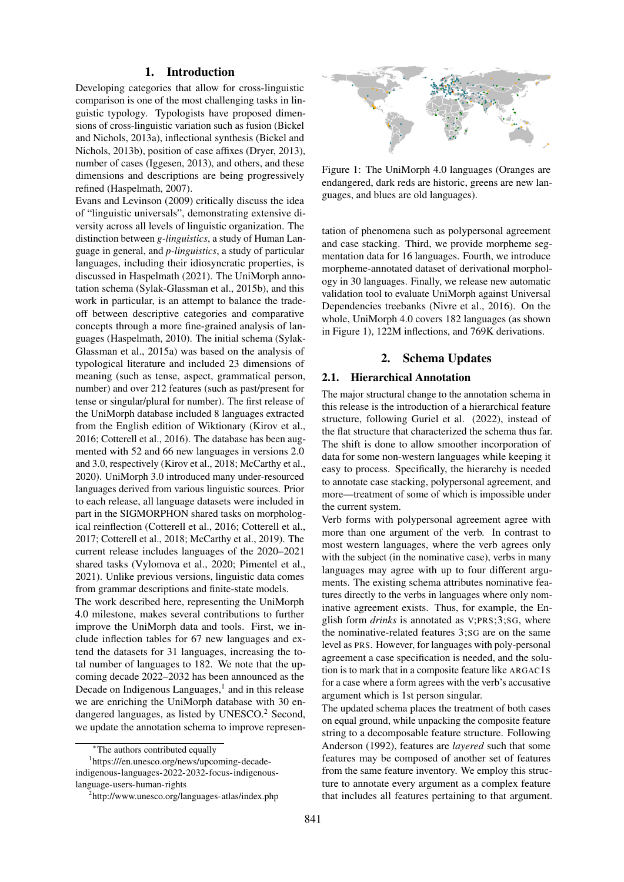## 1. Introduction

Developing categories that allow for cross-linguistic comparison is one of the most challenging tasks in linguistic typology. Typologists have proposed dimensions of cross-linguistic variation such as fusion (Bickel and Nichols, 2013a), inflectional synthesis (Bickel and Nichols, 2013b), position of case affixes (Dryer, 2013), number of cases (Iggesen, 2013), and others, and these dimensions and descriptions are being progressively refined (Haspelmath, 2007).

Evans and Levinson (2009) critically discuss the idea of "linguistic universals", demonstrating extensive diversity across all levels of linguistic organization. The distinction between *g-linguistics*, a study of Human Language in general, and *p-linguistics*, a study of particular languages, including their idiosyncratic properties, is discussed in Haspelmath (2021). The UniMorph annotation schema (Sylak-Glassman et al., 2015b), and this work in particular, is an attempt to balance the tradeoff between descriptive categories and comparative concepts through a more fine-grained analysis of languages (Haspelmath, 2010). The initial schema (Sylak-Glassman et al., 2015a) was based on the analysis of typological literature and included 23 dimensions of meaning (such as tense, aspect, grammatical person, number) and over 212 features (such as past/present for tense or singular/plural for number). The first release of the UniMorph database included 8 languages extracted from the English edition of Wiktionary (Kirov et al., 2016; Cotterell et al., 2016). The database has been augmented with 52 and 66 new languages in versions 2.0 and 3.0, respectively (Kirov et al., 2018; McCarthy et al., 2020). UniMorph 3.0 introduced many under-resourced languages derived from various linguistic sources. Prior to each release, all language datasets were included in part in the SIGMORPHON shared tasks on morphological reinflection (Cotterell et al., 2016; Cotterell et al., 2017; Cotterell et al., 2018; McCarthy et al., 2019). The current release includes languages of the 2020–2021 shared tasks (Vylomova et al., 2020; Pimentel et al., 2021). Unlike previous versions, linguistic data comes from grammar descriptions and finite-state models.

The work described here, representing the UniMorph 4.0 milestone, makes several contributions to further improve the UniMorph data and tools. First, we include inflection tables for 67 new languages and extend the datasets for 31 languages, increasing the total number of languages to 182. We note that the upcoming decade 2022–2032 has been announced as the Decade on Indigenous Languages,[1] and in this release we are enriching the UniMorph database with 30 endangered languages, as listed by UNESCO.[2] Second, we update the annotation schema to improve representation of phenomena such as polypersonal agreement and case stacking. Third, we provide morpheme segmentation data for 16 languages. Fourth, we introduce morpheme-annotated dataset of derivational morphology in 30 languages. Finally, we release new automatic validation tool to evaluate UniMorph against Universal Dependencies treebanks (Nivre et al., 2016). On the whole, UniMorph 4.0 covers 182 languages (as shown in Figure 1), 122M inflections, and 769K derivations.

Figure 1: The UniMorph 4.0 languages (Oranges are endangered, dark reds are historic, greens are new languages, and blues are old languages).

## 2. Schema Updates

### 2.1. Hierarchical Annotation

The major structural change to the annotation schema in this release is the introduction of a hierarchical feature structure, following Guriel et al. (2022), instead of the flat structure that characterized the schema thus far. The shift is done to allow smoother incorporation of data for some non-western languages while keeping it easy to process. Specifically, the hierarchy is needed to annotate case stacking, polypersonal agreement, and more—treatment of some of which is impossible under the current system.

Verb forms with polypersonal agreement agree with more than one argument of the verb. In contrast to most western languages, where the verb agrees only with the subject (in the nominative case), verbs in many languages may agree with up to four different arguments. The existing schema attributes nominative features directly to the verbs in languages where only nominative agreement exists. Thus, for example, the English form *drinks* is annotated as V;PRS;3;SG, where the nominative-related features 3;SG are on the same level as PRS. However, for languages with poly-personal agreement a case specification is needed, and the solution is to mark that in a composite feature like ARGAC1S for a case where a form agrees with the verb's accusative argument which is 1st person singular.

The updated schema places the treatment of both cases on equal ground, while unpacking the composite feature string to a decomposable feature structure. Following Anderson (1992), features are *layered* such that some features may be composed of another set of features from the same feature inventory. We employ this structure to annotate every argument as a complex feature that includes all features pertaining to that argument.

*The authors contributed equally

[1] https:///en.unesco.org/news/upcoming-decade-indigenous-languages-2022-2032-focus-indigenous-language-users-human-rights

[2] http://www.unesco.org/languages-atlas/index.php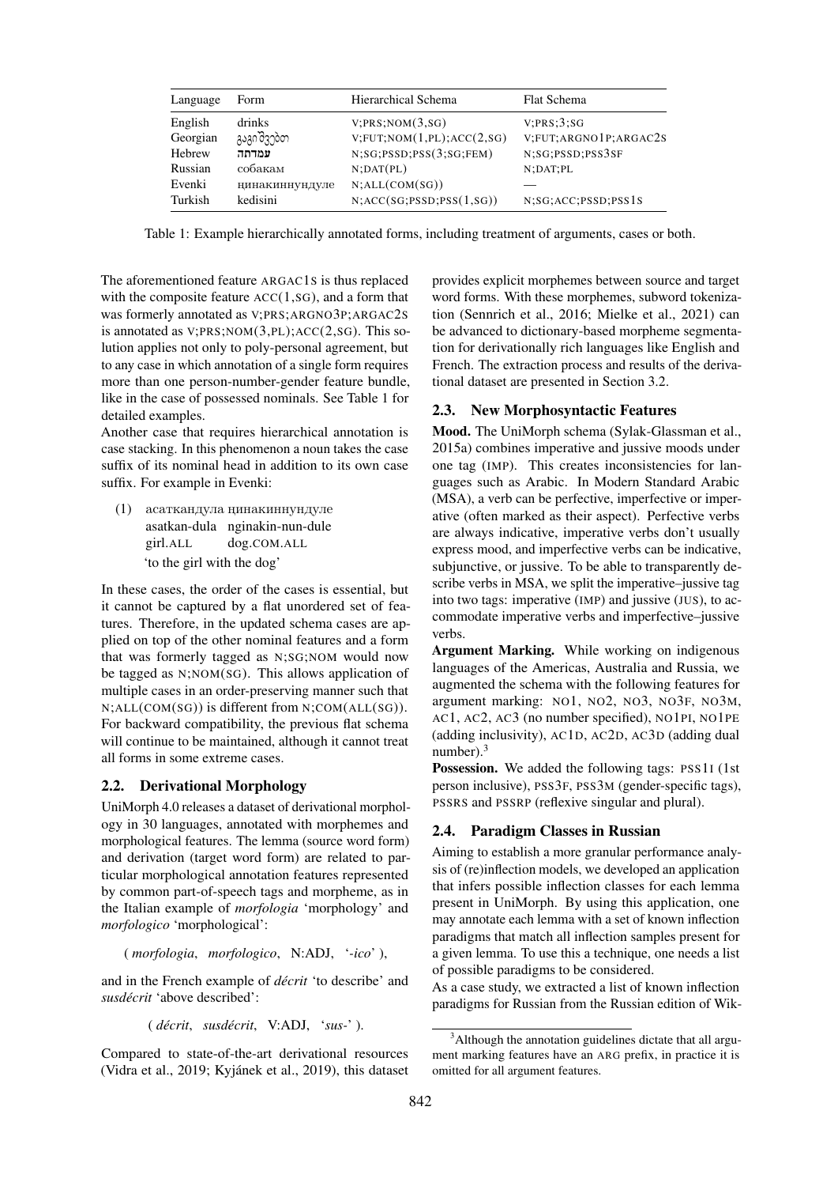| Language | Form | Hierarchical Schema | Flat Schema |
|---|---|---|---|
| English | drinks | V;PRS;NOM(3,SG) | V;PRS;3;SG |
| Georgian | გაგიშვებთ | V;FUT;NOM(1,PL);ACC(2,SG) | V;FUT;ARGNO1P;ARGAC2S |
| Hebrew | **עמדתה** | N;SG;PSSD;PSS(3;SG;FEM) | N;SG;PSSD;PSS3SF |
| Russian | собакам | N;DAT(PL) | N;DAT;PL |
| Evenki | ңинакиннундуле | N;ALL(COM(SG)) | — |
| Turkish | kedisini | N;ACC(SG;PSSD;PSS(1,SG)) | N;SG;ACC;PSSD;PSS1S |

Table 1: Example hierarchically annotated forms, including treatment of arguments, cases or both.

The aforementioned feature ARGAC1S is thus replaced with the composite feature ACC(1,SG), and a form that was formerly annotated as V;PRS;ARGNO3P;ARGAC2S is annotated as V;PRS;NOM(3,PL);ACC(2,SG). This solution applies not only to poly-personal agreement, but to any case in which annotation of a single form requires more than one person-number-gender feature bundle, like in the case of possessed nominals. See Table 1 for detailed examples.

Another case that requires hierarchical annotation is case stacking. In this phenomenon a noun takes the case suffix of its nominal head in addition to its own case suffix. For example in Evenki:

(1) асаткандула ңинакиннундуле
asatkan-dula nginakin-nun-dule
girl.ALL dog.COM.ALL
'to the girl with the dog'

In these cases, the order of the cases is essential, but it cannot be captured by a flat unordered set of features. Therefore, in the updated schema cases are applied on top of the other nominal features and a form that was formerly tagged as N;SG;NOM would now be tagged as N;NOM(SG). This allows application of multiple cases in an order-preserving manner such that N;ALL(COM(SG)) is different from N;COM(ALL(SG)). For backward compatibility, the previous flat schema will continue to be maintained, although it cannot treat all forms in some extreme cases.

### 2.2. Derivational Morphology

UniMorph 4.0 releases a dataset of derivational morphology in 30 languages, annotated with morphemes and morphological features. The lemma (source word form) and derivation (target word form) are related to particular morphological annotation features represented by common part-of-speech tags and morpheme, as in the Italian example of *morfologia* 'morphology' and *morfologico* 'morphological':

( *morfologia*, *morfologico*, N:ADJ, '*-ico*' ),

and in the French example of *décrit* 'to describe' and *susdécrit* 'above described':

( *décrit*, *susdécrit*, V:ADJ, '*sus-*' ).

Compared to state-of-the-art derivational resources (Vidra et al., 2019; Kyjánek et al., 2019), this dataset provides explicit morphemes between source and target word forms. With these morphemes, subword tokenization (Sennrich et al., 2016; Mielke et al., 2021) can be advanced to dictionary-based morpheme segmentation for derivationally rich languages like English and French. The extraction process and results of the derivational dataset are presented in Section 3.2.

### 2.3. New Morphosyntactic Features

**Mood.** The UniMorph schema (Sylak-Glassman et al., 2015a) combines imperative and jussive moods under one tag (IMP). This creates inconsistencies for languages such as Arabic. In Modern Standard Arabic (MSA), a verb can be perfective, imperfective or imperative (often marked as their aspect). Perfective verbs are always indicative, imperative verbs don't usually express mood, and imperfective verbs can be indicative, subjunctive, or jussive. To be able to transparently describe verbs in MSA, we split the imperative–jussive tag into two tags: imperative (IMP) and jussive (JUS), to accommodate imperative verbs and imperfective–jussive verbs.

**Argument Marking.** While working on indigenous languages of the Americas, Australia and Russia, we augmented the schema with the following features for argument marking: NO1, NO2, NO3, NO3F, NO3M, AC1, AC2, AC3 (no number specified), NO1PI, NO1PE (adding inclusivity), AC1D, AC2D, AC3D (adding dual number).[3]

**Possession.** We added the following tags: PSS1I (1st person inclusive), PSS3F, PSS3M (gender-specific tags), PSSRS and PSSRP (reflexive singular and plural).

### 2.4. Paradigm Classes in Russian

Aiming to establish a more granular performance analysis of (re)inflection models, we developed an application that infers possible inflection classes for each lemma present in UniMorph. By using this application, one may annotate each lemma with a set of known inflection paradigms that match all inflection samples present for a given lemma. To use this a technique, one needs a list of possible paradigms to be considered.

As a case study, we extracted a list of known inflection paradigms for Russian from the Russian edition of Wik-

[3]Although the annotation guidelines dictate that all argument marking features have an ARG prefix, in practice it is omitted for all argument features.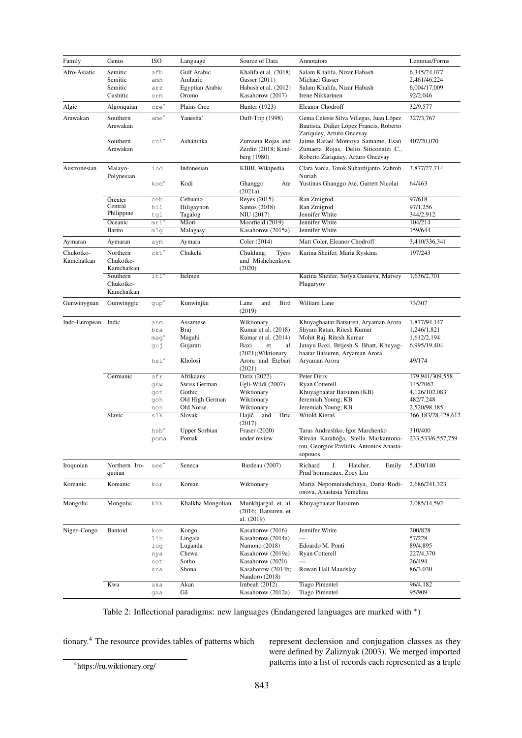| Family | Genus | ISO | Language | Source of Data | Annotators | Lemmas/Forms |
|---|---|---|---|---|---|---|
| Afro-Asiatic | Semitic | afb | Gulf Arabic | Khalifa et al. (2018) | Salam Khalifa, Nizar Habash | 6,345/24,077 |
| | Semitic | amh | Amharic | Gasser (2011) | Michael Gasser | 2,461/46,224 |
| | Semitic | arz | Egyptian Arabic | Habash et al. (2012) | Salam Khalifa, Nizar Habash | 6,004/17,009 |
| | Cushitic | orm | Oromo | Kasahorow (2017) | Irene Nikkarinen | 92/2,046 |
| Algic | Algonquian | cre* | Plains Cree | Hunter (1923) | Eleanor Chodroff | 32/9,577 |
| Arawakan | Southern Arawakan | ame* | Yanesha' | Duff-Trip (1998) | Gema Celeste Silva Villegas, Juan López Bautista, Didier López Francis, Roberto Zariquiey, Arturo Oncevay | 327/3,767 |
| | Southern Arawakan | cni* | Asháninka | Zumaeta Rojas and Zerdin (2018; Kindberg (1980) | Jaime Rafael Montoya Samame, Esaú Zumaeta Rojas, Delio Siticonatzi C., Roberto Zariquiey, Arturo Oncevay | 407/20,070 |
| Austronesian | Malayo-Polynesian | ind | Indonesian | KBBI, Wikipedia | Clara Vania, Totok Suhardijanto, Zahroh Nuriah | 3,877/27,714 |
| | | kod* | Kodi | Ghanggo Ate (2021a) | Yustinus Ghanggo Ate, Garrett Nicolai | 64/463 |
| | Greater Central Philippine | ceb | Cebuano | Reyes (2015) | Ran Zmigrod | 97/618 |
| | | hil | Hiligaynon | Santos (2018) | Ran Zmigrod | 97/1,256 |
| | | tgl | Tagalog | NIU (2017) | Jennifer White | 344/2,912 |
| | Oceanic | mri* | Māori | Moorfield (2019) | Jennifer White | 104/214 |
| | Barito | mlg | Malagasy | Kasahorow (2015a) | Jennifer White | 159/644 |
| Aymaran | Aymaran | aym | Aymara | Coler (2014) | Matt Coler, Eleanor Chodroff | 3,410/336,341 |
| Chukotko-Kamchatkan | Northern Chukotko-Kamchatkan | ckt* | Chukchi | Chuklang; Tyers and Mishchenkova (2020) | Karina Sheifer, Maria Ryskina | 197/243 |
| | Southern Chukotko-Kamchatkan | itl* | Itelmen | | Karina Sheifer, Sofya Ganieva, Matvey Plugaryov | 1,636/2,701 |
| Gunwinyguan | Gunwinggic | gup* | Kunwinjku | Lane and Bird (2019) | William Lane | 73/307 |
| Indo-European | Indic | asm | Assamese | Wiktionary | Khuyagbaatar Batsuren, Aryaman Arora | 1,877/94,147 |
| | | bra | Braj | Kumar et al. (2018) | Shyam Ratan, Ritesh Kumar | 1,246/1,821 |
| | | mag* | Magahi | Kumar et al. (2014) | Mohit Raj, Ritesh Kumar | 1,612/2,194 |
| | | guj | Gujarati | Baxi et al. (2021);Wiktionary | Jatayu Baxi, Brijesh S. Bhatt, Khuyagbaatar Batsuren, Aryaman Arora | 6,995/19,404 |
| | | hsi* | Kholosi | Arora and Etebari (2021) | Aryaman Arora | 49/174 |
| | Germanic | afr | Afrikaans | Dirix (2022) | Peter Dirix | 179,941/309,558 |
| | | gsw | Swiss German | Egli-Wildi (2007) | Ryan Cotterell | 145/2067 |
| | | got | Gothic | Wiktionary | Khuyagbaatar Batsuren (KB) | 4,126/102,083 |
| | | goh | Old High German | Wiktionary | Jeremiah Young; KB | 482/7,248 |
| | | non | Old Norse | Wiktionary | Jeremiah Young; KB | 2,520/98,185 |
| | Slavic | slk | Slovak | Hajič and Hric (2017) | Witold Kieraś | 366,183/28,428,612 |
| | | hsb* | Upper Sorbian | Fraser (2020) | Taras Andrushko, Igor Marchenko | 310/400 |
| | | poma | Pomak | under review | Ritván Karahóğa, Stella Markantonatou, Georgios Pavlidis, Antonios Anastasopouos | 233,533/6,557,759 |
| Iroquoian | Northern Iroquoian | see* | Seneca | Bardeau (2007) | Richard J. Hatcher, Emily Prud'hommeaux, Zoey Liu | 5,430/140 |
| Koreanic | Koreanic | kor | Korean | Wiktionary | Maria Nepomniashchaya, Daria Rodionova, Anastasia Yemelina | 2,686/241,323 |
| Mongolic | Mongolic | khk | Khalkha Mongolian | Munkhjargal et al. (2016; Batsuren et al. (2019) | Khuyagbaatar Batsuren | 2,085/14,592 |
| Niger–Congo | Bantoid | kon | Kongo | Kasahorow (2016) | Jennifer White | 200/828 |
| | | lin | Lingala | Kasahorow (2014a) | — | 57/228 |
| | | lug | Luganda | Namono (2018) | Edoardo M. Ponti | 89/4,895 |
| | | nya | Chewa | Kasahorow (2019a) | Ryan Cotterell | 227/4,370 |
| | | sot | Sotho | Kasahorow (2020) | — | 26/494 |
| | | sna | Shona | Kasahorow (2014b; Nandoro (2018) | Rowan Hall Maudslay | 86/3,030 |
| | Kwa | aka | Akan | Imbeah (2012) | Tiago Pimentel | 96/4,182 |
| | | gaa | Gā | Kasahorow (2012a) | Tiago Pimentel | 95/909 |

Table 2: Inflectional paradigms: new languages (Endangered languages are marked with *)

tionary.[4] The resource provides tables of patterns which represent declension and conjugation classes as they were defined by Zaliznyak (2003). We merged imported patterns into a list of records each represented as a triple

[4] https://ru.wiktionary.org/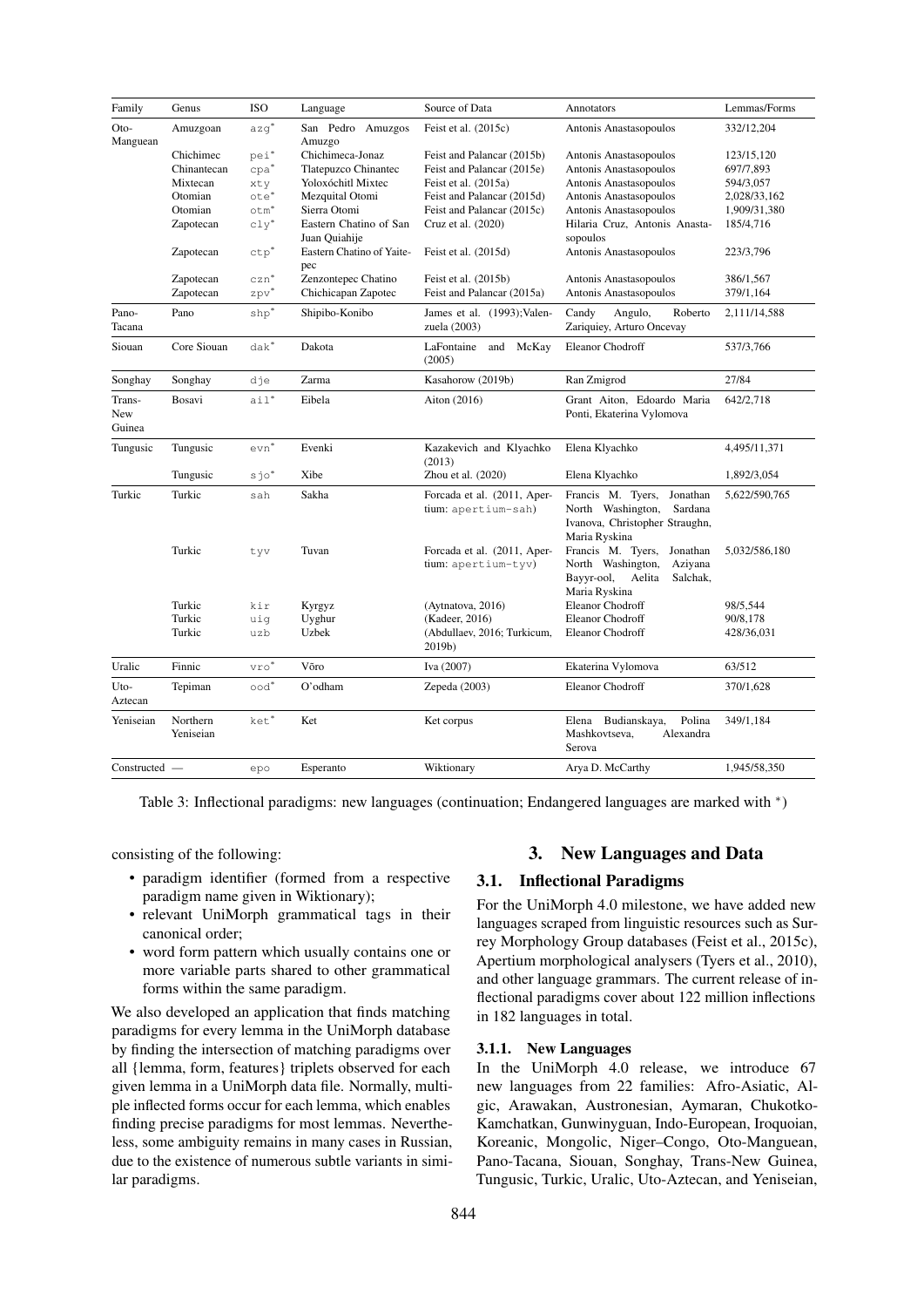| Family | Genus | ISO | Language | Source of Data | Annotators | Lemmas/Forms |
|---|---|---|---|---|---|---|
| Oto-Manguean | Amuzgoan | azg* | San Pedro Amuzgos Amuzgo | Feist et al. (2015c) | Antonis Anastasopoulos | 332/12,204 |
| | Chichimec | pei* | Chichimeca-Jonaz | Feist and Palancar (2015b) | Antonis Anastasopoulos | 123/15,120 |
| | Chinantecan | cpa* | Tlatepuzco Chinantec | Feist and Palancar (2015e) | Antonis Anastasopoulos | 697/7,893 |
| | Mixtecan | xty | Yoloxóchitl Mixtec | Feist et al. (2015a) | Antonis Anastasopoulos | 594/3,057 |
| | Otomian | ote* | Mezquital Otomi | Feist and Palancar (2015d) | Antonis Anastasopoulos | 2,028/33,162 |
| | Otomian | otm* | Sierra Otomi | Feist and Palancar (2015c) | Antonis Anastasopoulos | 1,909/31,380 |
| | Zapotecan | cly* | Eastern Chatino of San Juan Quiahije | Cruz et al. (2020) | Hilaria Cruz, Antonis Anastasopoulos | 185/4,716 |
| | Zapotecan | ctp* | Eastern Chatino of Yaitepec | Feist et al. (2015d) | Antonis Anastasopoulos | 223/3,796 |
| | Zapotecan | czn* | Zenzontepec Chatino | Feist et al. (2015b) | Antonis Anastasopoulos | 386/1,567 |
| | Zapotecan | zpv* | Chichicapan Zapotec | Feist and Palancar (2015a) | Antonis Anastasopoulos | 379/1,164 |
| Pano-Tacana | Pano | shp* | Shipibo-Konibo | James et al. (1993);Valenzuela (2003) | Candy Angulo, Roberto Zariquiey, Arturo Oncevay | 2,111/14,588 |
| Siouan | Core Siouan | dak* | Dakota | LaFontaine and McKay (2005) | Eleanor Chodroff | 537/3,766 |
| Songhay | Songhay | dje | Zarma | Kasahorow (2019b) | Ran Zmigrod | 27/84 |
| Trans-New Guinea | Bosavi | ail* | Eibela | Aiton (2016) | Grant Aiton, Edoardo Maria Ponti, Ekaterina Vylomova | 642/2,718 |
| Tungusic | Tungusic | evn* | Evenki | Kazakevich and Klyachko (2013) | Elena Klyachko | 4,495/11,371 |
| | Tungusic | sjo* | Xibe | Zhou et al. (2020) | Elena Klyachko | 1,892/3,054 |
| Turkic | Turkic | sah | Sakha | Forcada et al. (2011, Apertium: apertium-sah) | Francis M. Tyers, Jonathan North Washington, Sardana Ivanova, Christopher Straughn, Maria Ryskina | 5,622/590,765 |
| | Turkic | tyv | Tuvan | Forcada et al. (2011, Apertium: apertium-tyv) | Francis M. Tyers, Jonathan North Washington, Aziyana Bayyr-ool, Aelita Salchak, Maria Ryskina | 5,032/586,180 |
| | Turkic | kir | Kyrgyz | (Aytnatova, 2016) | Eleanor Chodroff | 98/5,544 |
| | Turkic | uig | Uyghur | (Kadeer, 2016) | Eleanor Chodroff | 90/8,178 |
| | Turkic | uzb | Uzbek | (Abdullaev, 2016; Turkicum, 2019b) | Eleanor Chodroff | 428/36,031 |
| Uralic | Finnic | vro* | Võro | Iva (2007) | Ekaterina Vylomova | 63/512 |
| Uto-Aztecan | Tepiman | ood* | O'odham | Zepeda (2003) | Eleanor Chodroff | 370/1,628 |
| Yeniseian | Northern Yeniseian | ket* | Ket | Ket corpus | Elena Budianskaya, Polina Mashkovtseva, Alexandra Serova | 349/1,184 |
| Constructed | — | epo | Esperanto | Wiktionary | Arya D. McCarthy | 1,945/58,350 |

Table 3: Inflectional paradigms: new languages (continuation; Endangered languages are marked with *)

consisting of the following:

- paradigm identifier (formed from a respective paradigm name given in Wiktionary);
- relevant UniMorph grammatical tags in their canonical order;
- word form pattern which usually contains one or more variable parts shared to other grammatical forms within the same paradigm.

We also developed an application that finds matching paradigms for every lemma in the UniMorph database by finding the intersection of matching paradigms over all {lemma, form, features} triplets observed for each given lemma in a UniMorph data file. Normally, multiple inflected forms occur for each lemma, which enables finding precise paradigms for most lemmas. Nevertheless, some ambiguity remains in many cases in Russian, due to the existence of numerous subtle variants in similar paradigms.

## 3. New Languages and Data

### 3.1. Inflectional Paradigms

For the UniMorph 4.0 milestone, we have added new languages scraped from linguistic resources such as Surrey Morphology Group databases (Feist et al., 2015c), Apertium morphological analysers (Tyers et al., 2010), and other language grammars. The current release of inflectional paradigms cover about 122 million inflections in 182 languages in total.

#### 3.1.1. New Languages

In the UniMorph 4.0 release, we introduce 67 new languages from 22 families: Afro-Asiatic, Algic, Arawakan, Austronesian, Aymaran, Chukotko-Kamchatkan, Gunwinyguan, Indo-European, Iroquoian, Koreanic, Mongolic, Niger–Congo, Oto-Manguean, Pano-Tacana, Siouan, Songhay, Trans-New Guinea, Tungusic, Turkic, Uralic, Uto-Aztecan, and Yeniseian,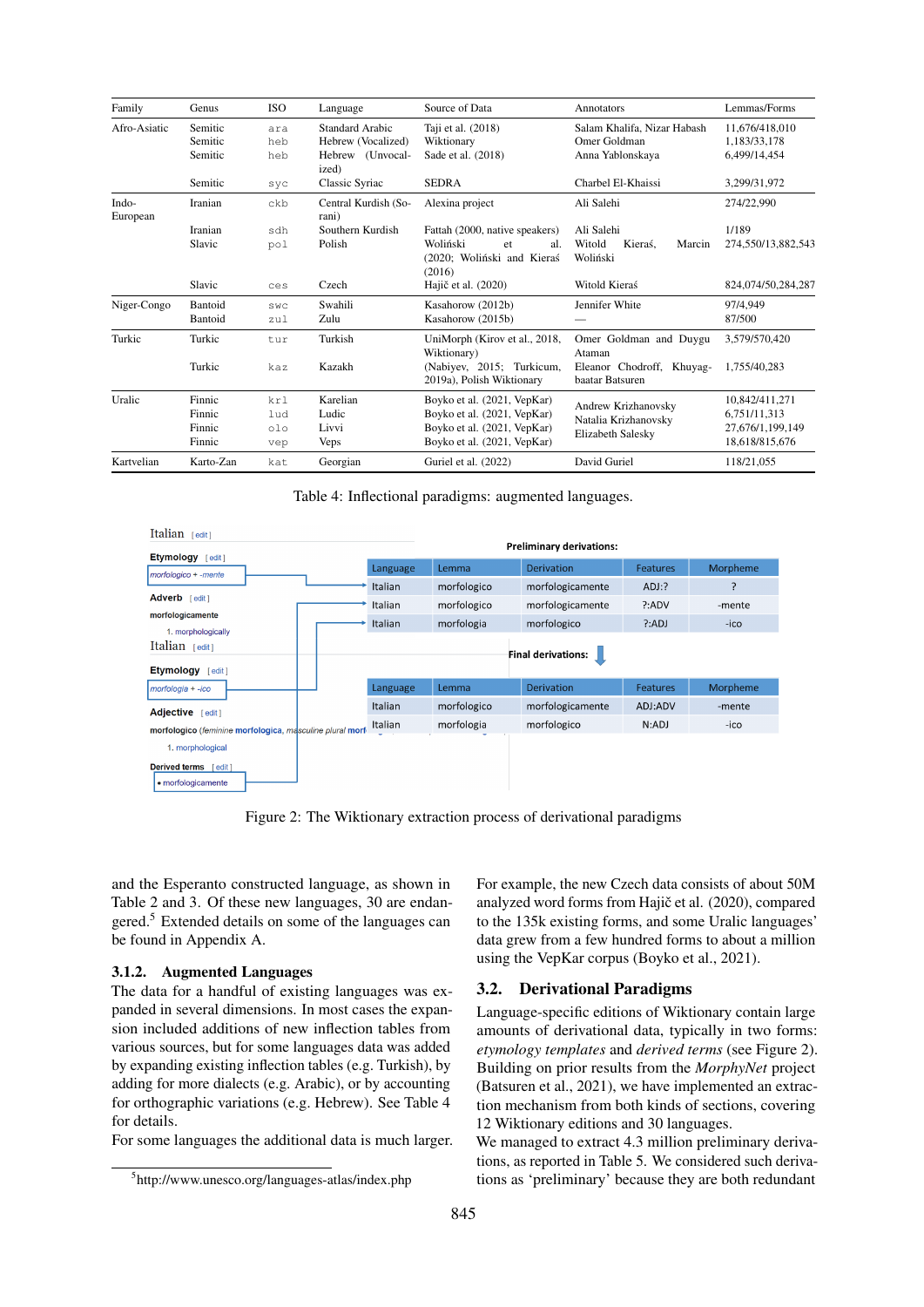| Family | Genus | ISO | Language | Source of Data | Annotators | Lemmas/Forms |
|---|---|---|---|---|---|---|
| Afro-Asiatic | Semitic | ara | Standard Arabic | Taji et al. (2018) | Salam Khalifa, Nizar Habash | 11,676/418,010 |
| | Semitic | heb | Hebrew (Vocalized) | Wiktionary | Omer Goldman | 1,183/33,178 |
| | Semitic | heb | Hebrew (Unvocalized) | Sade et al. (2018) | Anna Yablonskaya | 6,499/14,454 |
| | Semitic | syc | Classic Syriac | SEDRA | Charbel El-Khaissi | 3,299/31,972 |
| Indo-European | Iranian | ckb | Central Kurdish (Sorani) | Alexina project | Ali Salehi | 274/22,990 |
| | Iranian | sdh | Southern Kurdish | Fattah (2000, native speakers) | Ali Salehi | 1/189 |
| | Slavic | pol | Polish | Woliński et al. (2020; Woliński and Kieraś (2016) | Witold Kieraś, Marcin Woliński | 274,550/13,882,543 |
| | Slavic | ces | Czech | Hajič et al. (2020) | Witold Kieraś | 824,074/50,284,287 |
| Niger-Congo | Bantoid | swc | Swahili | Kasahorow (2012b) | Jennifer White | 97/4,949 |
| | Bantoid | zul | Zulu | Kasahorow (2015b) | — | 87/500 |
| Turkic | Turkic | tur | Turkish | UniMorph (Kirov et al., 2018, Wiktionary) | Omer Goldman and Duygu Ataman | 3,579/570,420 |
| | Turkic | kaz | Kazakh | (Nabiyev, 2015; Turkicum, 2019a), Polish Wiktionary | Eleanor Chodroff, Khuyagbaatar Batsuren | 1,755/40,283 |
| Uralic | Finnic | krl | Karelian | Boyko et al. (2021, VepKar) | Andrew Krizhanovsky | 10,842/411,271 |
| | Finnic | lud | Ludic | Boyko et al. (2021, VepKar) | Natalia Krizhanovsky | 6,751/11,313 |
| | Finnic | olo | Livvi | Boyko et al. (2021, VepKar) | Elizabeth Salesky | 27,676/1,199,149 |
| | Finnic | vep | Veps | Boyko et al. (2021, VepKar) | | 18,618/815,676 |
| Kartvelian | Karto-Zan | kat | Georgian | Guriel et al. (2022) | David Guriel | 118/21,055 |

Table 4: Inflectional paradigms: augmented languages.

Figure 2: The Wiktionary extraction process of derivational paradigms

and the Esperanto constructed language, as shown in Table 2 and 3. Of these new languages, 30 are endangered.[5] Extended details on some of the languages can be found in Appendix A.

### 3.1.2. Augmented Languages

The data for a handful of existing languages was expanded in several dimensions. In most cases the expansion included additions of new inflection tables from various sources, but for some languages data was added by expanding existing inflection tables (e.g. Turkish), by adding for more dialects (e.g. Arabic), or by accounting for orthographic variations (e.g. Hebrew). See Table 4 for details.

For some languages the additional data is much larger. For example, the new Czech data consists of about 50M analyzed word forms from Hajič et al. (2020), compared to the 135k existing forms, and some Uralic languages' data grew from a few hundred forms to about a million using the VepKar corpus (Boyko et al., 2021).

[5] http://www.unesco.org/languages-atlas/index.php

## 3.2. Derivational Paradigms

Language-specific editions of Wiktionary contain large amounts of derivational data, typically in two forms: *etymology templates* and *derived terms* (see Figure 2). Building on prior results from the *MorphyNet* project (Batsuren et al., 2021), we have implemented an extraction mechanism from both kinds of sources, covering 12 Wiktionary editions and 30 languages.

We managed to extract 4.3 million preliminary derivations, as reported in Table 5. We considered such derivations as 'preliminary' because they are both redundant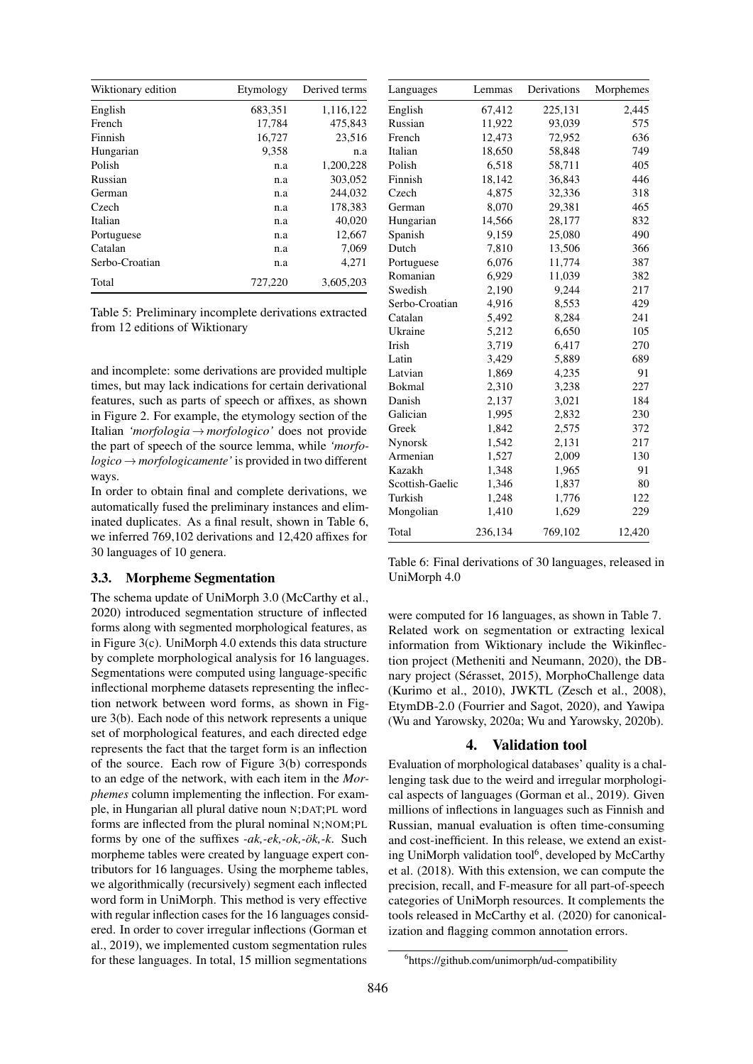| Wiktionary edition | Etymology | Derived terms |
|---|---|---|
| English | 683,351 | 1,116,122 |
| French | 17,784 | 475,843 |
| Finnish | 16,727 | 23,516 |
| Hungarian | 9,358 | n.a |
| Polish | n.a | 1,200,228 |
| Russian | n.a | 303,052 |
| German | n.a | 244,032 |
| Czech | n.a | 178,383 |
| Italian | n.a | 40,020 |
| Portuguese | n.a | 12,667 |
| Catalan | n.a | 7,069 |
| Serbo-Croatian | n.a | 4,271 |
| Total | 727,220 | 3,605,203 |

Table 5: Preliminary incomplete derivations extracted from 12 editions of Wiktionary

and incomplete: some derivations are provided multiple times, but may lack indications for certain derivational features, such as parts of speech or affixes, as shown in Figure 2. For example, the etymology section of the Italian *'morfologia → morfologico'* does not provide the part of speech of the source lemma, while *'morfologico → morfologicamente'* is provided in two different ways.

In order to obtain final and complete derivations, we automatically fused the preliminary instances and eliminated duplicates. As a final result, shown in Table 6, we inferred 769,102 derivations and 12,420 affixes for 30 languages of 10 genera.

### 3.3. Morpheme Segmentation

The schema update of UniMorph 3.0 (McCarthy et al., 2020) introduced segmentation structure of inflected forms along with segmented morphological features, as in Figure 3(c). UniMorph 4.0 extends this data structure by complete morphological analysis for 16 languages. Segmentations were computed using language-specific inflectional morpheme datasets representing the inflection network between word forms, as shown in Figure 3(b). Each node of this network represents a unique set of morphological features, and each directed edge represents the fact that the target form is an inflection of the source. Each row of Figure 3(b) corresponds to an edge of the network, with each item in the *Morphemes* column implementing the inflection. For example, in Hungarian all plural dative noun N;DAT;PL word forms are inflected from the plural nominal N;NOM;PL forms by one of the suffixes *-ak,-ek,-ok,-ök,-k*. Such morpheme tables were created by language expert contributors for 16 languages. Using the morpheme tables, we algorithmically (recursively) segment each inflected word form in UniMorph. This method is very effective with regular inflection cases for the 16 languages considered. In order to cover irregular inflections (Gorman et al., 2019), we implemented custom segmentation rules for these languages. In total, 15 million segmentations

| Languages | Lemmas | Derivations | Morphemes |
|---|---|---|---|
| English | 67,412 | 225,131 | 2,445 |
| Russian | 11,922 | 93,039 | 575 |
| French | 12,473 | 72,952 | 636 |
| Italian | 18,650 | 58,848 | 749 |
| Polish | 6,518 | 58,711 | 405 |
| Finnish | 18,142 | 36,843 | 446 |
| Czech | 4,875 | 32,336 | 318 |
| German | 8,070 | 29,381 | 465 |
| Hungarian | 14,566 | 28,177 | 832 |
| Spanish | 9,159 | 25,080 | 490 |
| Dutch | 7,810 | 13,506 | 366 |
| Portuguese | 6,076 | 11,774 | 387 |
| Romanian | 6,929 | 11,039 | 382 |
| Swedish | 2,190 | 9,244 | 217 |
| Serbo-Croatian | 4,916 | 8,553 | 429 |
| Catalan | 5,492 | 8,284 | 241 |
| Ukraine | 5,212 | 6,650 | 105 |
| Irish | 3,719 | 6,417 | 270 |
| Latin | 3,429 | 5,889 | 689 |
| Latvian | 1,869 | 4,235 | 91 |
| Bokmal | 2,310 | 3,238 | 227 |
| Danish | 2,137 | 3,021 | 184 |
| Galician | 1,995 | 2,832 | 230 |
| Greek | 1,842 | 2,575 | 372 |
| Nynorsk | 1,542 | 2,131 | 217 |
| Armenian | 1,527 | 2,009 | 130 |
| Kazakh | 1,348 | 1,965 | 91 |
| Scottish-Gaelic | 1,346 | 1,837 | 80 |
| Turkish | 1,248 | 1,776 | 122 |
| Mongolian | 1,410 | 1,629 | 229 |
| Total | 236,134 | 769,102 | 12,420 |

Table 6: Final derivations of 30 languages, released in UniMorph 4.0

were computed for 16 languages, as shown in Table 7. Related work on segmentation or extracting lexical information from Wiktionary include the Wikinflection project (Metheniti and Neumann, 2020), the DBnary project (Sérasset, 2015), MorphoChallenge data (Kurimo et al., 2010), JWKTL (Zesch et al., 2008), EtymDB-2.0 (Fourrier and Sagot, 2020), and Yawipa (Wu and Yarowsky, 2020a; Wu and Yarowsky, 2020b).

## 4. Validation tool

Evaluation of morphological databases' quality is a challenging task due to the weird and irregular morphological aspects of languages (Gorman et al., 2019). Given millions of inflections in languages such as Finnish and Russian, manual evaluation is often time-consuming and cost-inefficient. In this release, we extend an existing UniMorph validation tool[6], developed by McCarthy et al. (2018). With this extension, we can compute the precision, recall, and F-measure for all part-of-speech categories of UniMorph resources. It complements the tools released in McCarthy et al. (2020) for canonicalization and flagging common annotation errors.

[6] https://github.com/unimorph/ud-compatibility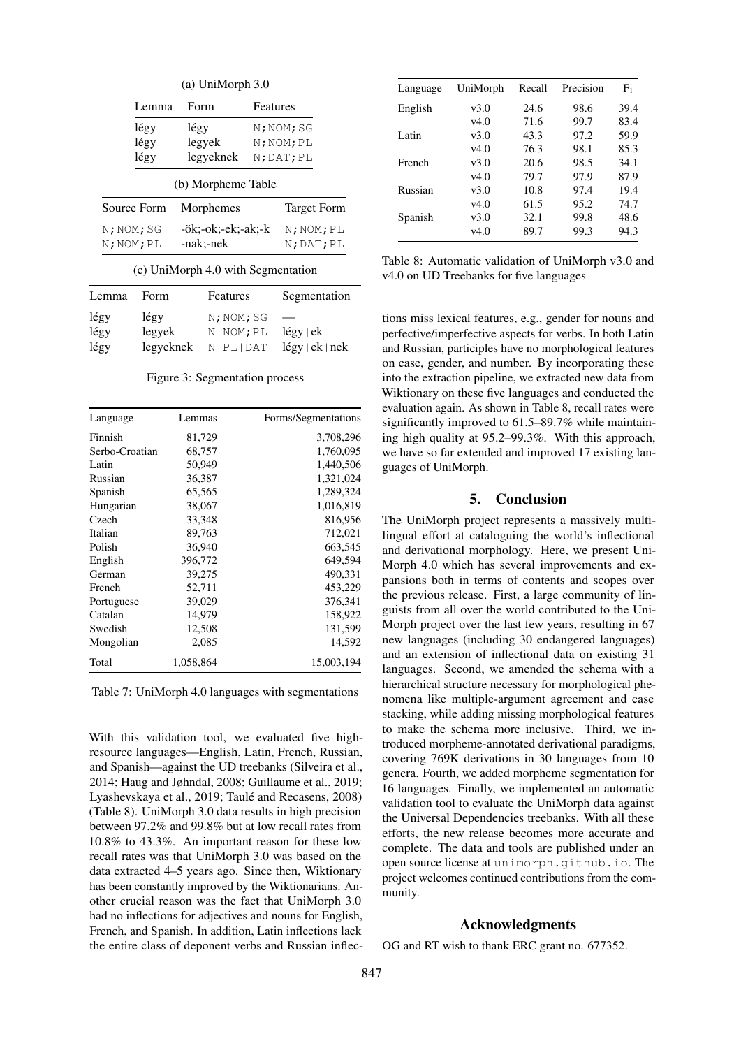(a) UniMorph 3.0

| Lemma | Form | Features |
|---|---|---|
| légy | légy | N;NOM;SG |
| légy | legyek | N;NOM;PL |
| légy | legyeknek | N;DAT;PL |

(b) Morpheme Table

| Source Form | Morphemes | Target Form |
|---|---|---|
| N;NOM;SG | -ök;-ok;-ek;-ak;-k | N;NOM;PL |
| N;NOM;PL | -nak;-nek | N;DAT;PL |

(c) UniMorph 4.0 with Segmentation

| Lemma | Form | Features | Segmentation |
|---|---|---|---|
| légy | légy | N;NOM;SG | — |
| légy | legyek | N\|NOM;PL | légy \| ek |
| légy | legyeknek | N\|PL\|DAT | légy \| ek \| nek |

Figure 3: Segmentation process

| Language | Lemmas | Forms/Segmentations |
|---|---|---|
| Finnish | 81,729 | 3,708,296 |
| Serbo-Croatian | 68,757 | 1,760,095 |
| Latin | 50,949 | 1,440,506 |
| Russian | 36,387 | 1,321,024 |
| Spanish | 65,565 | 1,289,324 |
| Hungarian | 38,067 | 1,016,819 |
| Czech | 33,348 | 816,956 |
| Italian | 89,763 | 712,021 |
| Polish | 36,940 | 663,545 |
| English | 396,772 | 649,594 |
| German | 39,275 | 490,331 |
| French | 52,711 | 453,229 |
| Portuguese | 39,029 | 376,341 |
| Catalan | 14,979 | 158,922 |
| Swedish | 12,508 | 131,599 |
| Mongolian | 2,085 | 14,592 |
| Total | 1,058,864 | 15,003,194 |

Table 7: UniMorph 4.0 languages with segmentations

With this validation tool, we evaluated five high-resource languages—English, Latin, French, Russian, and Spanish—against the UD treebanks (Silveira et al., 2014; Haug and Jøhndal, 2008; Guillaume et al., 2019; Lyashevskaya et al., 2019; Taulé and Recasens, 2008) (Table 8). UniMorph 3.0 data results in high precision between 97.2% and 99.8% but at low recall rates from 10.8% to 43.3%. An important reason for these low recall rates was that UniMorph 3.0 was based on the data extracted 4–5 years ago. Since then, Wiktionary has been constantly improved by the Wiktionarians. Another crucial reason was the fact that UniMorph 3.0 had no inflections for adjectives and nouns for English, French, and Spanish. In addition, Latin inflections lack the entire class of deponent verbs and Russian inflections miss lexical features, e.g., gender for nouns and perfective/imperfective aspects for verbs. In both Latin and Russian, participles have no morphological features on case, gender, and number. By incorporating these into the extraction pipeline, we extracted new data from Wiktionary on these five languages and conducted the evaluation again. As shown in Table 8, recall rates were significantly improved to 61.5–89.7% while maintaining high quality at 95.2–99.3%. With this approach, we have so far extended and improved 17 existing languages of UniMorph.

| Language | UniMorph | Recall | Precision | $F_1$ |
|---|---|---|---|---|
| English | v3.0 | 24.6 | 98.6 | 39.4 |
| | v4.0 | 71.6 | 99.7 | 83.4 |
| Latin | v3.0 | 43.3 | 97.2 | 59.9 |
| | v4.0 | 76.3 | 98.1 | 85.3 |
| French | v3.0 | 20.6 | 98.5 | 34.1 |
| | v4.0 | 79.7 | 97.9 | 87.9 |
| Russian | v3.0 | 10.8 | 97.4 | 19.4 |
| | v4.0 | 61.5 | 95.2 | 74.7 |
| Spanish | v3.0 | 32.1 | 99.8 | 48.6 |
| | v4.0 | 89.7 | 99.3 | 94.3 |

Table 8: Automatic validation of UniMorph v3.0 and v4.0 on UD Treebanks for five languages

## 5. Conclusion

The UniMorph project represents a massively multilingual effort at cataloguing the world's inflectional and derivational morphology. Here, we present UniMorph 4.0 which has several improvements and expansions both in terms of contents and scopes over the previous release. First, a large community of linguists from all over the world contributed to the UniMorph project over the last few years, resulting in 67 new languages (including 30 endangered languages) and an extension of inflectional data on existing 31 languages. Second, we amended the schema with a hierarchical structure necessary for morphological phenomena like multiple-argument agreement and case stacking, while adding missing morphological features to make the schema more inclusive. Third, we introduced morpheme-annotated derivational paradigms, covering 769K derivations in 30 languages from 10 genera. Fourth, we added morpheme segmentation for 16 languages. Finally, we implemented an automatic validation tool to evaluate the UniMorph data against the Universal Dependencies treebanks. With all these efforts, the new release becomes more accurate and complete. The data and tools are published under an open source license at unimorph.github.io. The project welcomes continued contributions from the community.

## Acknowledgments

OG and RT wish to thank ERC grant no. 677352.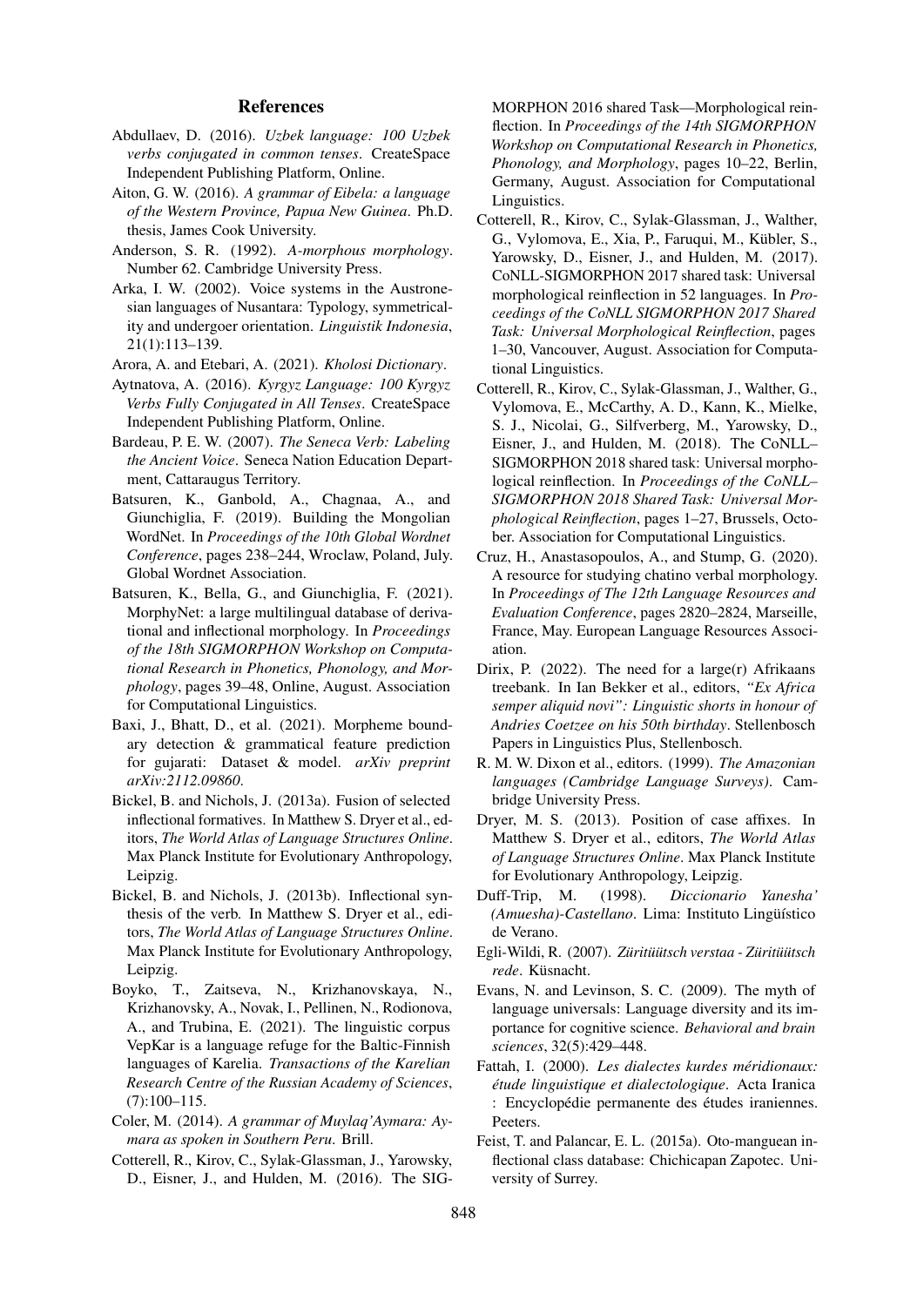## References

Abdullaev, D. (2016). *Uzbek language: 100 Uzbek verbs conjugated in common tenses*. CreateSpace Independent Publishing Platform, Online.

Aiton, G. W. (2016). *A grammar of Eibela: a language of the Western Province, Papua New Guinea*. Ph.D. thesis, James Cook University.

Anderson, S. R. (1992). *A-morphous morphology*. Number 62. Cambridge University Press.

Arka, I. W. (2002). Voice systems in the Austronesian languages of Nusantara: Typology, symmetricality and undergoer orientation. *Linguistik Indonesia*, 21(1):113–139.

Arora, A. and Etebari, A. (2021). *Kholosi Dictionary*.

Aytnatova, A. (2016). *Kyrgyz Language: 100 Kyrgyz Verbs Fully Conjugated in All Tenses*. CreateSpace Independent Publishing Platform, Online.

Bardeau, P. E. W. (2007). *The Seneca Verb: Labeling the Ancient Voice*. Seneca Nation Education Department, Cattaraugus Territory.

Batsuren, K., Ganbold, A., Chagnaa, A., and Giunchiglia, F. (2019). Building the Mongolian WordNet. In *Proceedings of the 10th Global Wordnet Conference*, pages 238–244, Wroclaw, Poland, July. Global Wordnet Association.

Batsuren, K., Bella, G., and Giunchiglia, F. (2021). MorphyNet: a large multilingual database of derivational and inflectional morphology. In *Proceedings of the 18th SIGMORPHON Workshop on Computational Research in Phonetics, Phonology, and Morphology*, pages 39–48, Online, August. Association for Computational Linguistics.

Baxi, J., Bhatt, D., et al. (2021). Morpheme boundary detection & grammatical feature prediction for gujarati: Dataset & model. *arXiv preprint arXiv:2112.09860*.

Bickel, B. and Nichols, J. (2013a). Fusion of selected inflectional formatives. In Matthew S. Dryer et al., editors, *The World Atlas of Language Structures Online*. Max Planck Institute for Evolutionary Anthropology, Leipzig.

Bickel, B. and Nichols, J. (2013b). Inflectional synthesis of the verb. In Matthew S. Dryer et al., editors, *The World Atlas of Language Structures Online*. Max Planck Institute for Evolutionary Anthropology, Leipzig.

Boyko, T., Zaitseva, N., Krizhanovskaya, N., Krizhanovsky, A., Novak, I., Pellinen, N., Rodionova, A., and Trubina, E. (2021). The linguistic corpus VepKar is a language refuge for the Baltic-Finnish languages of Karelia. *Transactions of the Karelian Research Centre of the Russian Academy of Sciences*, (7):100–115.

Coler, M. (2014). *A grammar of Muylaq'Aymara: Aymara as spoken in Southern Peru*. Brill.

Cotterell, R., Kirov, C., Sylak-Glassman, J., Yarowsky, D., Eisner, J., and Hulden, M. (2016). The SIGMORPHON 2016 shared Task—Morphological reinflection. In *Proceedings of the 14th SIGMORPHON Workshop on Computational Research in Phonetics, Phonology, and Morphology*, pages 10–22, Berlin, Germany, August. Association for Computational Linguistics.

Cotterell, R., Kirov, C., Sylak-Glassman, J., Walther, G., Vylomova, E., Xia, P., Faruqui, M., Kübler, S., Yarowsky, D., Eisner, J., and Hulden, M. (2017). CoNLL-SIGMORPHON 2017 shared task: Universal morphological reinflection in 52 languages. In *Proceedings of the CoNLL SIGMORPHON 2017 Shared Task: Universal Morphological Reinflection*, pages 1–30, Vancouver, August. Association for Computational Linguistics.

Cotterell, R., Kirov, C., Sylak-Glassman, J., Walther, G., Vylomova, E., McCarthy, A. D., Kann, K., Mielke, S. J., Nicolai, G., Silfverberg, M., Yarowsky, D., Eisner, J., and Hulden, M. (2018). The CoNLL–SIGMORPHON 2018 shared task: Universal morphological reinflection. In *Proceedings of the CoNLL–SIGMORPHON 2018 Shared Task: Universal Morphological Reinflection*, pages 1–27, Brussels, October. Association for Computational Linguistics.

Cruz, H., Anastasopoulos, A., and Stump, G. (2020). A resource for studying chatino verbal morphology. In *Proceedings of The 12th Language Resources and Evaluation Conference*, pages 2820–2824, Marseille, France, May. European Language Resources Association.

Dirix, P. (2022). The need for a large(r) Afrikaans treebank. In Ian Bekker et al., editors, *"Ex Africa semper aliquid novi": Linguistic shorts in honour of Andries Coetzee on his 50th birthday*. Stellenbosch Papers in Linguistics Plus, Stellenbosch.

R. M. W. Dixon et al., editors. (1999). *The Amazonian languages (Cambridge Language Surveys)*. Cambridge University Press.

Dryer, M. S. (2013). Position of case affixes. In Matthew S. Dryer et al., editors, *The World Atlas of Language Structures Online*. Max Planck Institute for Evolutionary Anthropology, Leipzig.

Duff-Trip, M. (1998). *Diccionario Yanesha' (Amuesha)-Castellano*. Lima: Instituto Lingüístico de Verano.

Egli-Wildi, R. (2007). *Züritüütsch verstaa - Züritüütsch rede*. Küsnacht.

Evans, N. and Levinson, S. C. (2009). The myth of language universals: Language diversity and its importance for cognitive science. *Behavioral and brain sciences*, 32(5):429–448.

Fattah, I. (2000). *Les dialectes kurdes méridionaux: étude linguistique et dialectologique*. Acta Iranica : Encyclopédie permanente des études iraniennes. Peeters.

Feist, T. and Palancar, E. L. (2015a). Oto-manguean inflectional class database: Chichicapan Zapotec. University of Surrey.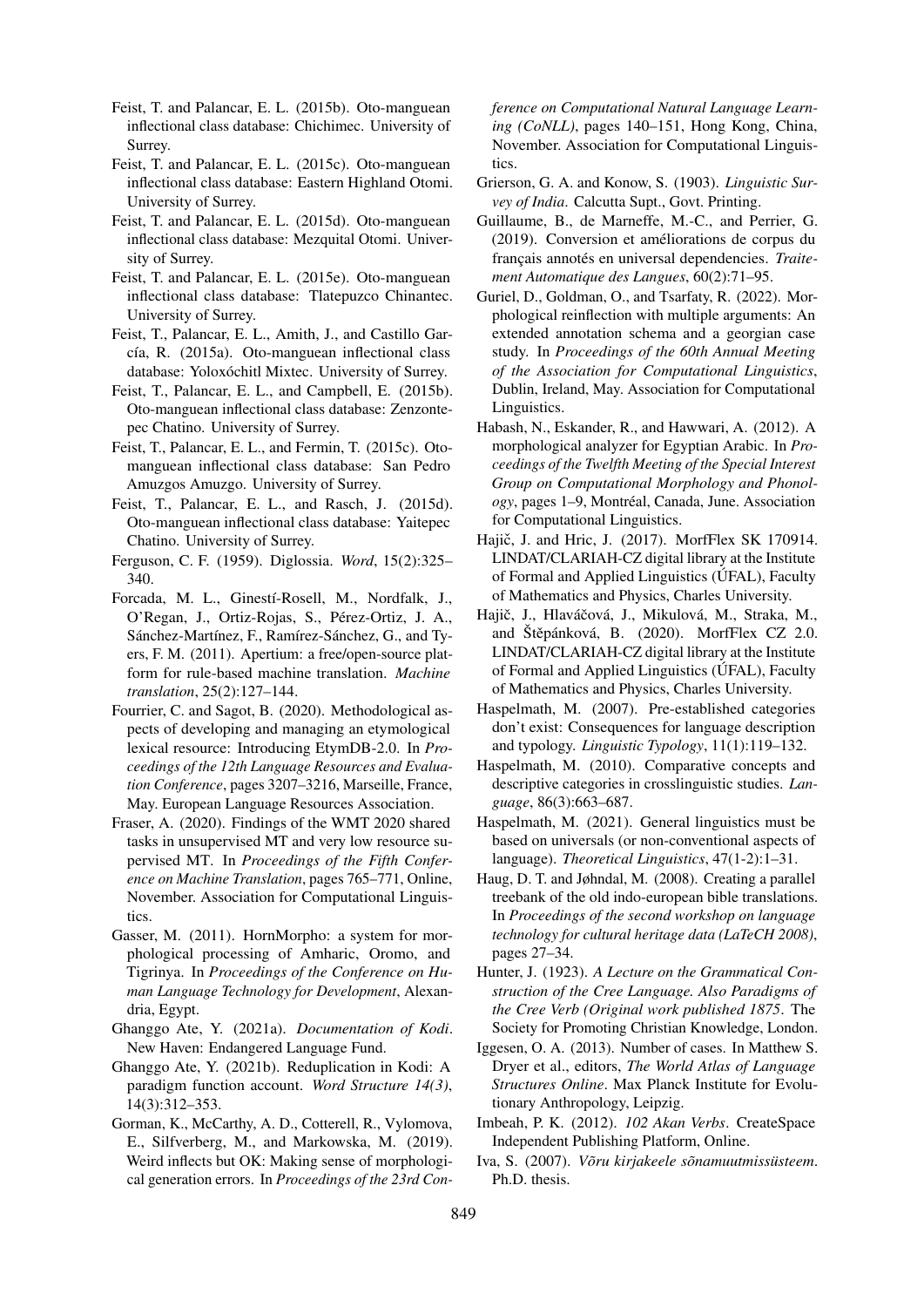Feist, T. and Palancar, E. L. (2015b). Oto-manguean inflectional class database: Chichimec. University of Surrey.

Feist, T. and Palancar, E. L. (2015c). Oto-manguean inflectional class database: Eastern Highland Otomi. University of Surrey.

Feist, T. and Palancar, E. L. (2015d). Oto-manguean inflectional class database: Mezquital Otomi. University of Surrey.

Feist, T. and Palancar, E. L. (2015e). Oto-manguean inflectional class database: Tlatepuzco Chinantec. University of Surrey.

Feist, T., Palancar, E. L., Amith, J., and Castillo García, R. (2015a). Oto-manguean inflectional class database: Yoloxóchitl Mixtec. University of Surrey.

Feist, T., Palancar, E. L., and Campbell, E. (2015b). Oto-manguean inflectional class database: Zenzontepec Chatino. University of Surrey.

Feist, T., Palancar, E. L., and Fermin, T. (2015c). Oto-manguean inflectional class database: San Pedro Amuzgos Amuzgo. University of Surrey.

Feist, T., Palancar, E. L., and Rasch, J. (2015d). Oto-manguean inflectional class database: Yaitepec Chatino. University of Surrey.

Ferguson, C. F. (1959). Diglossia. *Word*, 15(2):325–340.

Forcada, M. L., Ginestí-Rosell, M., Nordfalk, J., O'Regan, J., Ortiz-Rojas, S., Pérez-Ortiz, J. A., Sánchez-Martínez, F., Ramírez-Sánchez, G., and Tyers, F. M. (2011). Apertium: a free/open-source platform for rule-based machine translation. *Machine translation*, 25(2):127–144.

Fourrier, C. and Sagot, B. (2020). Methodological aspects of developing and managing an etymological lexical resource: Introducing EtymDB-2.0. In *Proceedings of the 12th Language Resources and Evaluation Conference*, pages 3207–3216, Marseille, France, May. European Language Resources Association.

Fraser, A. (2020). Findings of the WMT 2020 shared tasks in unsupervised MT and very low resource supervised MT. In *Proceedings of the Fifth Conference on Machine Translation*, pages 765–771, Online, November. Association for Computational Linguistics.

Gasser, M. (2011). HornMorpho: a system for morphological processing of Amharic, Oromo, and Tigrinya. In *Proceedings of the Conference on Human Language Technology for Development*, Alexandria, Egypt.

Ghanggo Ate, Y. (2021a). *Documentation of Kodi*. New Haven: Endangered Language Fund.

Ghanggo Ate, Y. (2021b). Reduplication in Kodi: A paradigm function account. *Word Structure 14(3)*, 14(3):312–353.

Gorman, K., McCarthy, A. D., Cotterell, R., Vylomova, E., Silfverberg, M., and Markowska, M. (2019). Weird inflects but OK: Making sense of morphological generation errors. In *Proceedings of the 23rd Conference on Computational Natural Language Learning (CoNLL)*, pages 140–151, Hong Kong, China, November. Association for Computational Linguistics.

Grierson, G. A. and Konow, S. (1903). *Linguistic Survey of India*. Calcutta Supt., Govt. Printing.

Guillaume, B., de Marneffe, M.-C., and Perrier, G. (2019). Conversion et améliorations de corpus du français annotés en universal dependencies. *Traitement Automatique des Langues*, 60(2):71–95.

Guriel, D., Goldman, O., and Tsarfaty, R. (2022). Morphological reinflection with multiple arguments: An extended annotation schema and a georgian case study. In *Proceedings of the 60th Annual Meeting of the Association for Computational Linguistics*, Dublin, Ireland, May. Association for Computational Linguistics.

Habash, N., Eskander, R., and Hawwari, A. (2012). A morphological analyzer for Egyptian Arabic. In *Proceedings of the Twelfth Meeting of the Special Interest Group on Computational Morphology and Phonology*, pages 1–9, Montréal, Canada, June. Association for Computational Linguistics.

Hajič, J. and Hric, J. (2017). MorfFlex SK 170914. LINDAT/CLARIAH-CZ digital library at the Institute of Formal and Applied Linguistics (ÚFAL), Faculty of Mathematics and Physics, Charles University.

Hajič, J., Hlaváčová, J., Mikulová, M., Straka, M., and Štěpánková, B. (2020). MorfFlex CZ 2.0. LINDAT/CLARIAH-CZ digital library at the Institute of Formal and Applied Linguistics (ÚFAL), Faculty of Mathematics and Physics, Charles University.

Haspelmath, M. (2007). Pre-established categories don't exist: Consequences for language description and typology. *Linguistic Typology*, 11(1):119–132.

Haspelmath, M. (2010). Comparative concepts and descriptive categories in crosslinguistic studies. *Language*, 86(3):663–687.

Haspelmath, M. (2021). General linguistics must be based on universals (or non-conventional aspects of language). *Theoretical Linguistics*, 47(1-2):1–31.

Haug, D. T. and Jøhndal, M. (2008). Creating a parallel treebank of the old indo-european bible translations. In *Proceedings of the second workshop on language technology for cultural heritage data (LaTeCH 2008)*, pages 27–34.

Hunter, J. (1923). *A Lecture on the Grammatical Construction of the Cree Language. Also Paradigms of the Cree Verb (Original work published 1875*. The Society for Promoting Christian Knowledge, London.

Iggesen, O. A. (2013). Number of cases. In Matthew S. Dryer et al., editors, *The World Atlas of Language Structures Online*. Max Planck Institute for Evolutionary Anthropology, Leipzig.

Imbeah, P. K. (2012). *102 Akan Verbs*. CreateSpace Independent Publishing Platform, Online.

Iva, S. (2007). *Võru kirjakeele sõnamuutmissüsteem*. Ph.D. thesis.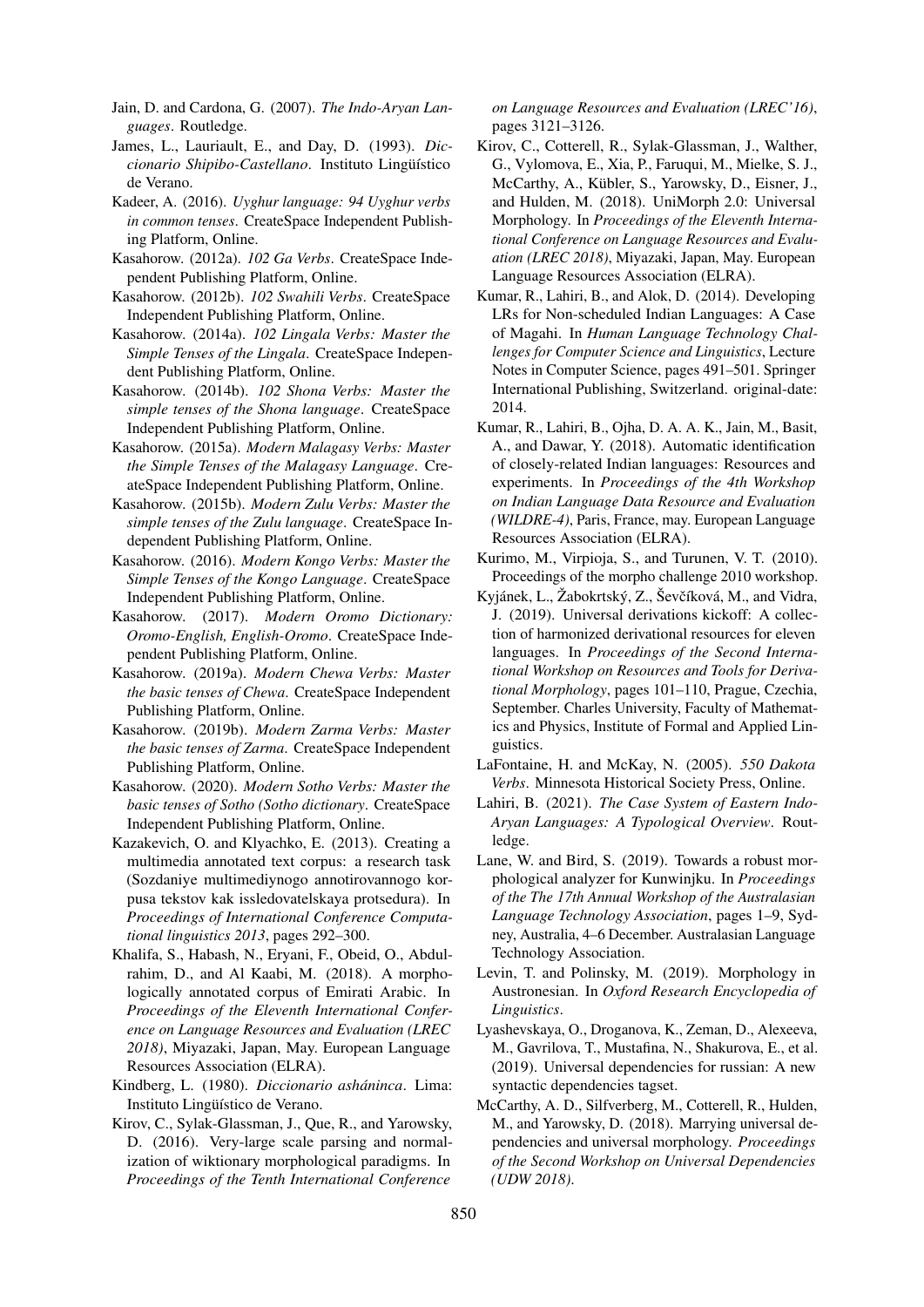Jain, D. and Cardona, G. (2007). *The Indo-Aryan Languages*. Routledge.

James, L., Lauriault, E., and Day, D. (1993). *Diccionario Shipibo-Castellano*. Instituto Lingüístico de Verano.

Kadeer, A. (2016). *Uyghur language: 94 Uyghur verbs in common tenses*. CreateSpace Independent Publishing Platform, Online.

Kasahorow. (2012a). *102 Ga Verbs*. CreateSpace Independent Publishing Platform, Online.

Kasahorow. (2012b). *102 Swahili Verbs*. CreateSpace Independent Publishing Platform, Online.

Kasahorow. (2014a). *102 Lingala Verbs: Master the Simple Tenses of the Lingala*. CreateSpace Independent Publishing Platform, Online.

Kasahorow. (2014b). *102 Shona Verbs: Master the simple tenses of the Shona language*. CreateSpace Independent Publishing Platform, Online.

Kasahorow. (2015a). *Modern Malagasy Verbs: Master the Simple Tenses of the Malagasy Language*. CreateSpace Independent Publishing Platform, Online.

Kasahorow. (2015b). *Modern Zulu Verbs: Master the simple tenses of the Zulu language*. CreateSpace Independent Publishing Platform, Online.

Kasahorow. (2016). *Modern Kongo Verbs: Master the Simple Tenses of the Kongo Language*. CreateSpace Independent Publishing Platform, Online.

Kasahorow. (2017). *Modern Oromo Dictionary: Oromo-English, English-Oromo*. CreateSpace Independent Publishing Platform, Online.

Kasahorow. (2019a). *Modern Chewa Verbs: Master the basic tenses of Chewa*. CreateSpace Independent Publishing Platform, Online.

Kasahorow. (2019b). *Modern Zarma Verbs: Master the basic tenses of Zarma*. CreateSpace Independent Publishing Platform, Online.

Kasahorow. (2020). *Modern Sotho Verbs: Master the basic tenses of Sotho (Sotho dictionary*. CreateSpace Independent Publishing Platform, Online.

Kazakevich, O. and Klyachko, E. (2013). Creating a multimedia annotated text corpus: a research task (Sozdaniye multimediynogo annotirovannogo korpusa tekstov kak issledovatelskaya protsedura). In *Proceedings of International Conference Computational linguistics 2013*, pages 292–300.

Khalifa, S., Habash, N., Eryani, F., Obeid, O., Abdulrahim, D., and Al Kaabi, M. (2018). A morphologically annotated corpus of Emirati Arabic. In *Proceedings of the Eleventh International Conference on Language Resources and Evaluation (LREC 2018)*, Miyazaki, Japan, May. European Language Resources Association (ELRA).

Kindberg, L. (1980). *Diccionario asháninca*. Lima: Instituto Lingüístico de Verano.

Kirov, C., Sylak-Glassman, J., Que, R., and Yarowsky, D. (2016). Very-large scale parsing and normalization of wiktionary morphological paradigms. In *Proceedings of the Tenth International Conference on Language Resources and Evaluation (LREC'16)*, pages 3121–3126.

Kirov, C., Cotterell, R., Sylak-Glassman, J., Walther, G., Vylomova, E., Xia, P., Faruqui, M., Mielke, S. J., McCarthy, A., Kübler, S., Yarowsky, D., Eisner, J., and Hulden, M. (2018). UniMorph 2.0: Universal Morphology. In *Proceedings of the Eleventh International Conference on Language Resources and Evaluation (LREC 2018)*, Miyazaki, Japan, May. European Language Resources Association (ELRA).

Kumar, R., Lahiri, B., and Alok, D. (2014). Developing LRs for Non-scheduled Indian Languages: A Case of Magahi. In *Human Language Technology Challenges for Computer Science and Linguistics*, Lecture Notes in Computer Science, pages 491–501. Springer International Publishing, Switzerland. original-date: 2014.

Kumar, R., Lahiri, B., Ojha, D. A. A. K., Jain, M., Basit, A., and Dawar, Y. (2018). Automatic identification of closely-related Indian languages: Resources and experiments. In *Proceedings of the 4th Workshop on Indian Language Data Resource and Evaluation (WILDRE-4)*, Paris, France, may. European Language Resources Association (ELRA).

Kurimo, M., Virpioja, S., and Turunen, V. T. (2010). Proceedings of the morpho challenge 2010 workshop.

Kyjánek, L., Žabokrtský, Z., Ševčíková, M., and Vidra, J. (2019). Universal derivations kickoff: A collection of harmonized derivational resources for eleven languages. In *Proceedings of the Second International Workshop on Resources and Tools for Derivational Morphology*, pages 101–110, Prague, Czechia, September. Charles University, Faculty of Mathematics and Physics, Institute of Formal and Applied Linguistics.

LaFontaine, H. and McKay, N. (2005). *550 Dakota Verbs*. Minnesota Historical Society Press, Online.

Lahiri, B. (2021). *The Case System of Eastern Indo-Aryan Languages: A Typological Overview*. Routledge.

Lane, W. and Bird, S. (2019). Towards a robust morphological analyzer for Kunwinjku. In *Proceedings of the The 17th Annual Workshop of the Australasian Language Technology Association*, pages 1–9, Sydney, Australia, 4–6 December. Australasian Language Technology Association.

Levin, T. and Polinsky, M. (2019). Morphology in Austronesian. In *Oxford Research Encyclopedia of Linguistics*.

Lyashevskaya, O., Droganova, K., Zeman, D., Alexeeva, M., Gavrilova, T., Mustafina, N., Shakurova, E., et al. (2019). Universal dependencies for russian: A new syntactic dependencies tagset.

McCarthy, A. D., Silfverberg, M., Cotterell, R., Hulden, M., and Yarowsky, D. (2018). Marrying universal dependencies and universal morphology. *Proceedings of the Second Workshop on Universal Dependencies (UDW 2018)*.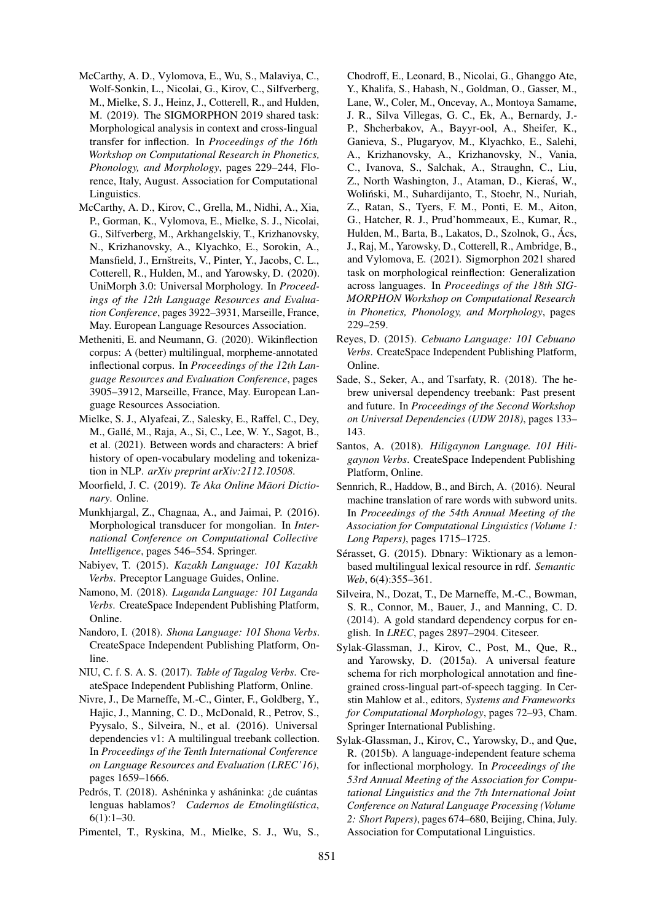McCarthy, A. D., Vylomova, E., Wu, S., Malaviya, C., Wolf-Sonkin, L., Nicolai, G., Kirov, C., Silfverberg, M., Mielke, S. J., Heinz, J., Cotterell, R., and Hulden, M. (2019). The SIGMORPHON 2019 shared task: Morphological analysis in context and cross-lingual transfer for inflection. In *Proceedings of the 16th Workshop on Computational Research in Phonetics, Phonology, and Morphology*, pages 229–244, Florence, Italy, August. Association for Computational Linguistics.

McCarthy, A. D., Kirov, C., Grella, M., Nidhi, A., Xia, P., Gorman, K., Vylomova, E., Mielke, S. J., Nicolai, G., Silfverberg, M., Arkhangelskiy, T., Krizhanovsky, N., Krizhanovsky, A., Klyachko, E., Sorokin, A., Mansfield, J., Ernštreits, V., Pinter, Y., Jacobs, C. L., Cotterell, R., Hulden, M., and Yarowsky, D. (2020). UniMorph 3.0: Universal Morphology. In *Proceedings of the 12th Language Resources and Evaluation Conference*, pages 3922–3931, Marseille, France, May. European Language Resources Association.

Metheniti, E. and Neumann, G. (2020). Wikinflection corpus: A (better) multilingual, morpheme-annotated inflectional corpus. In *Proceedings of the 12th Language Resources and Evaluation Conference*, pages 3905–3912, Marseille, France, May. European Language Resources Association.

Mielke, S. J., Alyafeai, Z., Salesky, E., Raffel, C., Dey, M., Gallé, M., Raja, A., Si, C., Lee, W. Y., Sagot, B., et al. (2021). Between words and characters: A brief history of open-vocabulary modeling and tokenization in NLP. *arXiv preprint arXiv:2112.10508*.

Moorfield, J. C. (2019). *Te Aka Online Māori Dictionary*. Online.

Munkhjargal, Z., Chagnaa, A., and Jaimai, P. (2016). Morphological transducer for mongolian. In *International Conference on Computational Collective Intelligence*, pages 546–554. Springer.

Nabiyev, T. (2015). *Kazakh Language: 101 Kazakh Verbs*. Preceptor Language Guides, Online.

Namono, M. (2018). *Luganda Language: 101 Luganda Verbs*. CreateSpace Independent Publishing Platform, Online.

Nandoro, I. (2018). *Shona Language: 101 Shona Verbs*. CreateSpace Independent Publishing Platform, Online.

NIU, C. f. S. A. S. (2017). *Table of Tagalog Verbs*. CreateSpace Independent Publishing Platform, Online.

Nivre, J., De Marneffe, M.-C., Ginter, F., Goldberg, Y., Hajic, J., Manning, C. D., McDonald, R., Petrov, S., Pyysalo, S., Silveira, N., et al. (2016). Universal dependencies v1: A multilingual treebank collection. In *Proceedings of the Tenth International Conference on Language Resources and Evaluation (LREC'16)*, pages 1659–1666.

Pedrós, T. (2018). Ashéninka y asháninka: ¿de cuántas lenguas hablamos? *Cadernos de Etnolingüística*, 6(1):1–30.

Pimentel, T., Ryskina, M., Mielke, S. J., Wu, S., Chodroff, E., Leonard, B., Nicolai, G., Ghanggo Ate, Y., Khalifa, S., Habash, N., Goldman, O., Gasser, M., Lane, W., Coler, M., Oncevay, A., Montoya Samame, J. R., Silva Villegas, G. C., Ek, A., Bernardy, J.-P., Shcherbakov, A., Bayyr-ool, A., Sheifer, K., Ganieva, S., Plugaryov, M., Klyachko, E., Salehi, A., Krizhanovsky, A., Krizhanovsky, N., Vania, C., Ivanova, S., Salchak, A., Straughn, C., Liu, Z., North Washington, J., Ataman, D., Kieraś, W., Woliński, M., Suhardijanto, T., Stoehr, N., Nuriah, Z., Ratan, S., Tyers, F. M., Ponti, E. M., Aiton, G., Hatcher, R. J., Prud'hommeaux, E., Kumar, R., Hulden, M., Barta, B., Lakatos, D., Szolnok, G., Ács, J., Raj, M., Yarowsky, D., Cotterell, R., Ambridge, B., and Vylomova, E. (2021). Sigmorphon 2021 shared task on morphological reinflection: Generalization across languages. In *Proceedings of the 18th SIGMORPHON Workshop on Computational Research in Phonetics, Phonology, and Morphology*, pages 229–259.

Reyes, D. (2015). *Cebuano Language: 101 Cebuano Verbs*. CreateSpace Independent Publishing Platform, Online.

Sade, S., Seker, A., and Tsarfaty, R. (2018). The hebrew universal dependency treebank: Past present and future. In *Proceedings of the Second Workshop on Universal Dependencies (UDW 2018)*, pages 133–143.

Santos, A. (2018). *Hiligaynon Language. 101 Hiligaynon Verbs*. CreateSpace Independent Publishing Platform, Online.

Sennrich, R., Haddow, B., and Birch, A. (2016). Neural machine translation of rare words with subword units. In *Proceedings of the 54th Annual Meeting of the Association for Computational Linguistics (Volume 1: Long Papers)*, pages 1715–1725.

Sérasset, G. (2015). Dbnary: Wiktionary as a lemon-based multilingual lexical resource in rdf. *Semantic Web*, 6(4):355–361.

Silveira, N., Dozat, T., De Marneffe, M.-C., Bowman, S. R., Connor, M., Bauer, J., and Manning, C. D. (2014). A gold standard dependency corpus for english. In *LREC*, pages 2897–2904. Citeseer.

Sylak-Glassman, J., Kirov, C., Post, M., Que, R., and Yarowsky, D. (2015a). A universal feature schema for rich morphological annotation and fine-grained cross-lingual part-of-speech tagging. In Cerstin Mahlow et al., editors, *Systems and Frameworks for Computational Morphology*, pages 72–93, Cham. Springer International Publishing.

Sylak-Glassman, J., Kirov, C., Yarowsky, D., and Que, R. (2015b). A language-independent feature schema for inflectional morphology. In *Proceedings of the 53rd Annual Meeting of the Association for Computational Linguistics and the 7th International Joint Conference on Natural Language Processing (Volume 2: Short Papers)*, pages 674–680, Beijing, China, July. Association for Computational Linguistics.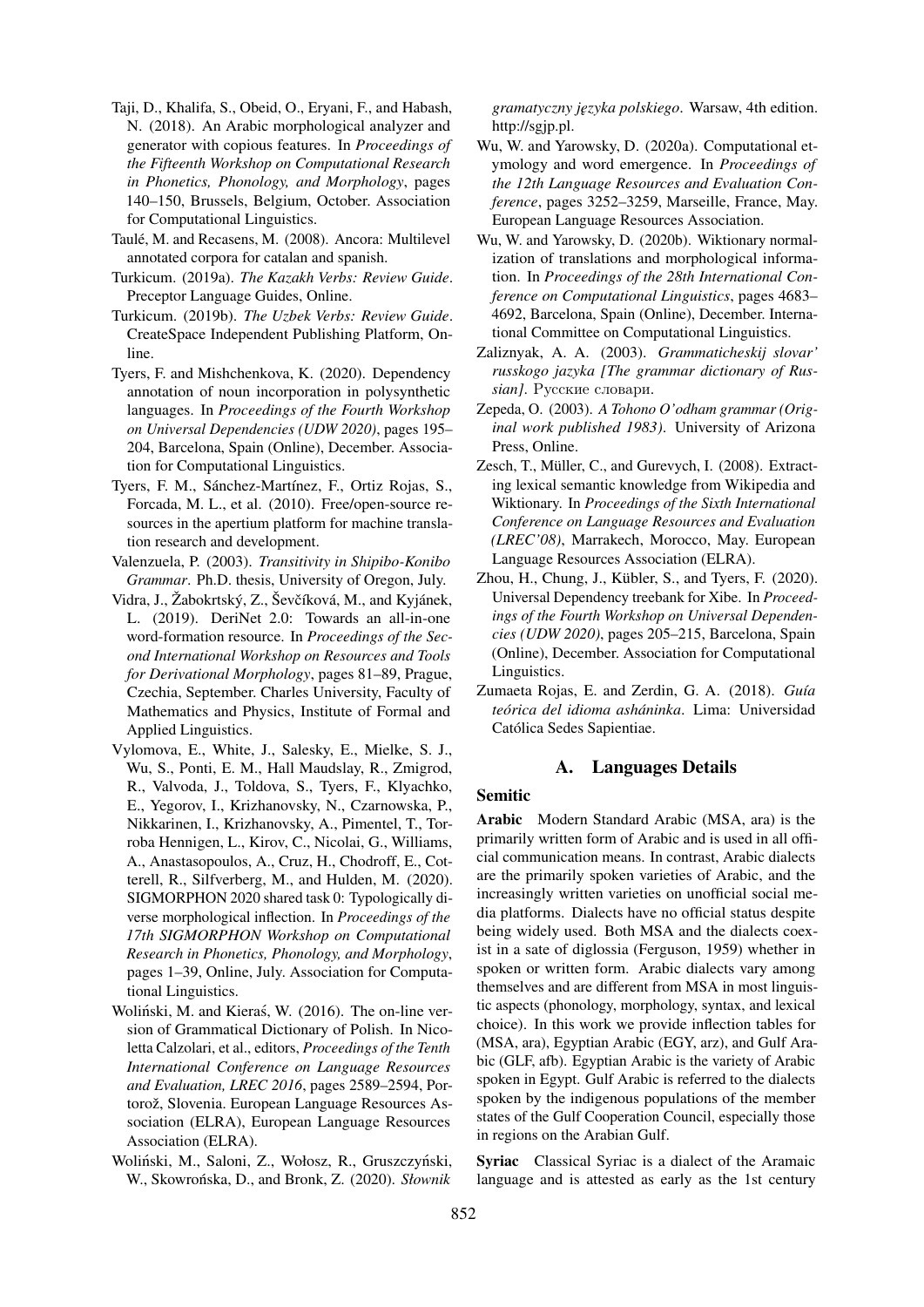Taji, D., Khalifa, S., Obeid, O., Eryani, F., and Habash, N. (2018). An Arabic morphological analyzer and generator with copious features. In *Proceedings of the Fifteenth Workshop on Computational Research in Phonetics, Phonology, and Morphology*, pages 140–150, Brussels, Belgium, October. Association for Computational Linguistics.

Taulé, M. and Recasens, M. (2008). Ancora: Multilevel annotated corpora for catalan and spanish.

Turkicum. (2019a). *The Kazakh Verbs: Review Guide*. Preceptor Language Guides, Online.

Turkicum. (2019b). *The Uzbek Verbs: Review Guide*. CreateSpace Independent Publishing Platform, Online.

Tyers, F. and Mishchenkova, K. (2020). Dependency annotation of noun incorporation in polysynthetic languages. In *Proceedings of the Fourth Workshop on Universal Dependencies (UDW 2020)*, pages 195–204, Barcelona, Spain (Online), December. Association for Computational Linguistics.

Tyers, F. M., Sánchez-Martínez, F., Ortiz Rojas, S., Forcada, M. L., et al. (2010). Free/open-source resources in the apertium platform for machine translation research and development.

Valenzuela, P. (2003). *Transitivity in Shipibo-Konibo Grammar*. Ph.D. thesis, University of Oregon, July.

Vidra, J., Žabokrtský, Z., Ševčíková, M., and Kyjánek, L. (2019). DeriNet 2.0: Towards an all-in-one word-formation resource. In *Proceedings of the Second International Workshop on Resources and Tools for Derivational Morphology*, pages 81–89, Prague, Czechia, September. Charles University, Faculty of Mathematics and Physics, Institute of Formal and Applied Linguistics.

Vylomova, E., White, J., Salesky, E., Mielke, S. J., Wu, S., Ponti, E. M., Hall Maudslay, R., Zmigrod, R., Valvoda, J., Toldova, S., Tyers, F., Klyachko, E., Yegorov, I., Krizhanovsky, N., Czarnowska, P., Nikkarinen, I., Krizhanovsky, A., Pimentel, T., Torroba Hennigen, L., Kirov, C., Nicolai, G., Williams, A., Anastasopoulos, A., Cruz, H., Chodroff, E., Cotterell, R., Silfverberg, M., and Hulden, M. (2020). SIGMORPHON 2020 shared task 0: Typologically diverse morphological inflection. In *Proceedings of the 17th SIGMORPHON Workshop on Computational Research in Phonetics, Phonology, and Morphology*, pages 1–39, Online, July. Association for Computational Linguistics.

Woliński, M. and Kieraś, W. (2016). The on-line version of Grammatical Dictionary of Polish. In Nicoletta Calzolari, et al., editors, *Proceedings of the Tenth International Conference on Language Resources and Evaluation, LREC 2016*, pages 2589–2594, Portorož, Slovenia. European Language Resources Association (ELRA), European Language Resources Association (ELRA).

Woliński, M., Saloni, Z., Wołosz, R., Gruszczyński, W., Skowrońska, D., and Bronk, Z. (2020). *Słownik gramatyczny języka polskiego*. Warsaw, 4th edition. http://sgjp.pl.

Wu, W. and Yarowsky, D. (2020a). Computational etymology and word emergence. In *Proceedings of the 12th Language Resources and Evaluation Conference*, pages 3252–3259, Marseille, France, May. European Language Resources Association.

Wu, W. and Yarowsky, D. (2020b). Wiktionary normalization of translations and morphological information. In *Proceedings of the 28th International Conference on Computational Linguistics*, pages 4683–4692, Barcelona, Spain (Online), December. International Committee on Computational Linguistics.

Zaliznyak, A. A. (2003). *Grammaticheskij slovar' russkogo jazyka [The grammar dictionary of Russian]*. Русские словари.

Zepeda, O. (2003). *A Tohono O'odham grammar (Original work published 1983)*. University of Arizona Press, Online.

Zesch, T., Müller, C., and Gurevych, I. (2008). Extracting lexical semantic knowledge from Wikipedia and Wiktionary. In *Proceedings of the Sixth International Conference on Language Resources and Evaluation (LREC'08)*, Marrakech, Morocco, May. European Language Resources Association (ELRA).

Zhou, H., Chung, J., Kübler, S., and Tyers, F. (2020). Universal Dependency treebank for Xibe. In *Proceedings of the Fourth Workshop on Universal Dependencies (UDW 2020)*, pages 205–215, Barcelona, Spain (Online), December. Association for Computational Linguistics.

Zumaeta Rojas, E. and Zerdin, G. A. (2018). *Guía teórica del idioma asháninka*. Lima: Universidad Católica Sedes Sapientiae.

## A. Languages Details

### Semitic

**Arabic** Modern Standard Arabic (MSA, ara) is the primarily written form of Arabic and is used in all official communication means. In contrast, Arabic dialects are the primarily spoken varieties of Arabic, and the increasingly written varieties on unofficial social media platforms. Dialects have no official status despite being widely used. Both MSA and the dialects coexist in a sate of diglossia (Ferguson, 1959) whether in spoken or written form. Arabic dialects vary among themselves and are different from MSA in most linguistic aspects (phonology, morphology, syntax, and lexical choice). In this work we provide inflection tables for (MSA, ara), Egyptian Arabic (EGY, arz), and Gulf Arabic (GLF, afb). Egyptian Arabic is the variety of Arabic spoken in Egypt. Gulf Arabic is referred to the dialects spoken by the indigenous populations of the member states of the Gulf Cooperation Council, especially those in regions on the Arabian Gulf.

**Syriac** Classical Syriac is a dialect of the Aramaic language and is attested as early as the 1st century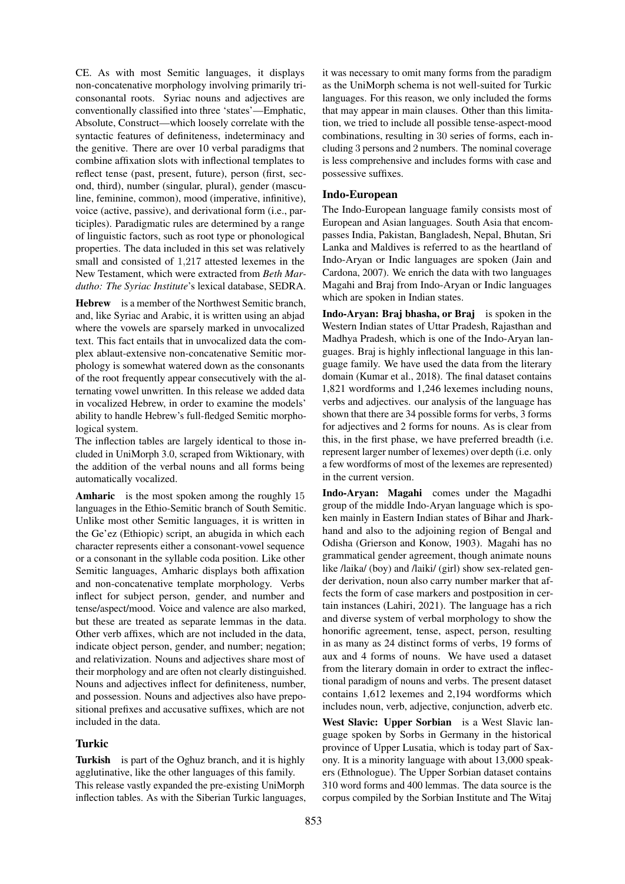CE. As with most Semitic languages, it displays non-concatenative morphology involving primarily tri-consonantal roots. Syriac nouns and adjectives are conventionally classified into three 'states'—Emphatic, Absolute, Construct—which loosely correlate with the syntactic features of definiteness, indeterminacy and the genitive. There are over 10 verbal paradigms that combine affixation slots with inflectional templates to reflect tense (past, present, future), person (first, second, third), number (singular, plural), gender (masculine, feminine, common), mood (imperative, infinitive), voice (active, passive), and derivational form (i.e., participles). Paradigmatic rules are determined by a range of linguistic factors, such as root type or phonological properties. The data included in this set was relatively small and consisted of 1,217 attested lexemes in the New Testament, which were extracted from *Beth Mardutho: The Syriac Institute*'s lexical database, SEDRA.

**Hebrew** is a member of the Northwest Semitic branch, and, like Syriac and Arabic, it is written using an abjad where the vowels are sparsely marked in unvocalized text. This fact entails that in unvocalized data the complex ablaut-extensive non-concatenative Semitic morphology is somewhat watered down as the consonants of the root frequently appear consecutively with the alternating vowel unwritten. In this release we added data in vocalized Hebrew, in order to examine the models' ability to handle Hebrew's full-fledged Semitic morphological system.

The inflection tables are largely identical to those included in UniMorph 3.0, scraped from Wiktionary, with the addition of the verbal nouns and all forms being automatically vocalized.

**Amharic** is the most spoken among the roughly 15 languages in the Ethio-Semitic branch of South Semitic. Unlike most other Semitic languages, it is written in the Ge'ez (Ethiopic) script, an abugida in which each character represents either a consonant-vowel sequence or a consonant in the syllable coda position. Like other Semitic languages, Amharic displays both affixation and non-concatenative template morphology. Verbs inflect for subject person, gender, and number and tense/aspect/mood. Voice and valence are also marked, but these are treated as separate lemmas in the data. Other verb affixes, which are not included in the data, indicate object person, gender, and number; negation; and relativization. Nouns and adjectives share most of their morphology and are often not clearly distinguished. Nouns and adjectives inflect for definiteness, number, and possession. Nouns and adjectives also have prepositional prefixes and accusative suffixes, which are not included in the data.

## Turkic

**Turkish** is part of the Oghuz branch, and it is highly agglutinative, like the other languages of this family.

This release vastly expanded the pre-existing UniMorph inflection tables. As with the Siberian Turkic languages, it was necessary to omit many forms from the paradigm as the UniMorph schema is not well-suited for Turkic languages. For this reason, we only included the forms that may appear in main clauses. Other than this limitation, we tried to include all possible tense-aspect-mood combinations, resulting in 30 series of forms, each including 3 persons and 2 numbers. The nominal coverage is less comprehensive and includes forms with case and possessive suffixes.

## Indo-European

The Indo-European language family consists most of European and Asian languages. South Asia that encompasses India, Pakistan, Bangladesh, Nepal, Bhutan, Sri Lanka and Maldives is referred to as the heartland of Indo-Aryan or Indic languages are spoken (Jain and Cardona, 2007). We enrich the data with two languages Magahi and Braj from Indo-Aryan or Indic languages which are spoken in Indian states.

**Indo-Aryan: Braj bhasha, or Braj** is spoken in the Western Indian states of Uttar Pradesh, Rajasthan and Madhya Pradesh, which is one of the Indo-Aryan languages. Braj is highly inflectional language in this language family. We have used the data from the literary domain (Kumar et al., 2018). The final dataset contains 1,821 wordforms and 1,246 lexemes including nouns, verbs and adjectives. our analysis of the language has shown that there are 34 possible forms for verbs, 3 forms for adjectives and 2 forms for nouns. As is clear from this, in the first phase, we have preferred breadth (i.e. represent larger number of lexemes) over depth (i.e. only a few wordforms of most of the lexemes are represented) in the current version.

**Indo-Aryan: Magahi** comes under the Magadhi group of the middle Indo-Aryan language which is spoken mainly in Eastern Indian states of Bihar and Jharkhand and also to the adjoining region of Bengal and Odisha (Grierson and Konow, 1903). Magahi has no grammatical gender agreement, though animate nouns like /laika/ (boy) and /laiki/ (girl) show sex-related gender derivation, noun also carry number marker that affects the form of case markers and postposition in certain instances (Lahiri, 2021). The language has a rich and diverse system of verbal morphology to show the honorific agreement, tense, aspect, person, resulting in as many as 24 distinct forms of verbs, 19 forms of aux and 4 forms of nouns. We have used a dataset from the literary domain in order to extract the inflectional paradigm of nouns and verbs. The present dataset contains 1,612 lexemes and 2,194 wordforms which includes noun, verb, adjective, conjunction, adverb etc.

**West Slavic: Upper Sorbian** is a West Slavic language spoken by Sorbs in Germany in the historical province of Upper Lusatia, which is today part of Saxony. It is a minority language with about 13,000 speakers (Ethnologue). The Upper Sorbian dataset contains 310 word forms and 400 lemmas. The data source is the corpus compiled by the Sorbian Institute and The Witaj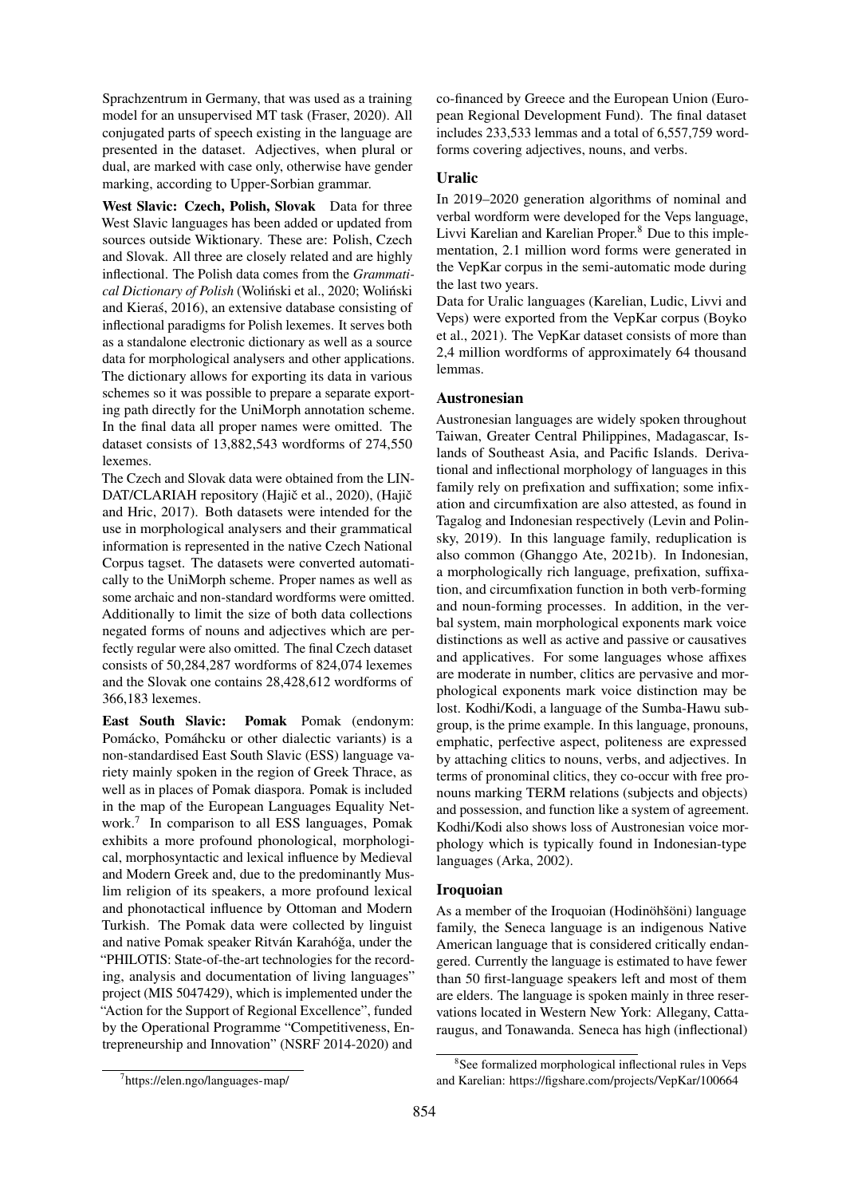Sprachzentrum in Germany, that was used as a training model for an unsupervised MT task (Fraser, 2020). All conjugated parts of speech existing in the language are presented in the dataset. Adjectives, when plural or dual, are marked with case only, otherwise have gender marking, according to Upper-Sorbian grammar.

**West Slavic: Czech, Polish, Slovak** Data for three West Slavic languages has been added or updated from sources outside Wiktionary. These are: Polish, Czech and Slovak. All three are closely related and are highly inflectional. The Polish data comes from the *Grammatical Dictionary of Polish* (Woliński et al., 2020; Woliński and Kieraś, 2016), an extensive database consisting of inflectional paradigms for Polish lexemes. It serves both as a standalone electronic dictionary as well as a source data for morphological analysers and other applications. The dictionary allows for exporting its data in various schemes so it was possible to prepare a separate exporting path directly for the UniMorph annotation scheme. In the final data all proper names were omitted. The dataset consists of 13,882,543 wordforms of 274,550 lexemes.

The Czech and Slovak data were obtained from the LINDAT/CLARIAH repository (Hajič et al., 2020), (Hajič and Hric, 2017). Both datasets were intended for the use in morphological analysers and their grammatical information is represented in the native Czech National Corpus tagset. The datasets were converted automatically to the UniMorph scheme. Proper names as well as some archaic and non-standard wordforms were omitted. Additionally to limit the size of both data collections negated forms of nouns and adjectives which are perfectly regular were also omitted. The final Czech dataset consists of 50,284,287 wordforms of 824,074 lexemes and the Slovak one contains 28,428,612 wordforms of 366,183 lexemes.

**East South Slavic: Pomak** Pomak (endonym: Pomácko, Pomáhcku or other dialectic variants) is a non-standardised East South Slavic (ESS) language variety mainly spoken in the region of Greek Thrace, as well as in places of Pomak diaspora. Pomak is included in the map of the European Languages Equality Network.[7] In comparison to all ESS languages, Pomak exhibits a more profound phonological, morphological, morphosyntactic and lexical influence by Medieval and Modern Greek and, due to the predominantly Muslim religion of its speakers, a more profound lexical and phonotactical influence by Ottoman and Modern Turkish. The Pomak data were collected by linguist and native Pomak speaker Ritván Karahóǧa, under the "PHILOTIS: State-of-the-art technologies for the recording, analysis and documentation of living languages" project (MIS 5047429), which is implemented under the "Action for the Support of Regional Excellence", funded by the Operational Programme "Competitiveness, Entrepreneurship and Innovation" (NSRF 2014-2020) and co-financed by Greece and the European Union (European Regional Development Fund). The final dataset includes 233,533 lemmas and a total of 6,557,759 wordforms covering adjectives, nouns, and verbs.

### Uralic

In 2019–2020 generation algorithms of nominal and verbal wordform were developed for the Veps language, Livvi Karelian and Karelian Proper.[8] Due to this implementation, 2.1 million word forms were generated in the VepKar corpus in the semi-automatic mode during the last two years.

Data for Uralic languages (Karelian, Ludic, Livvi and Veps) were exported from the VepKar corpus (Boyko et al., 2021). The VepKar dataset consists of more than 2,4 million wordforms of approximately 64 thousand lemmas.

### Austronesian

Austronesian languages are widely spoken throughout Taiwan, Greater Central Philippines, Madagascar, Islands of Southeast Asia, and Pacific Islands. Derivational and inflectional morphology of languages in this family rely on prefixation and suffixation; some infixation and circumfixation are also attested, as found in Tagalog and Indonesian respectively (Levin and Polinsky, 2019). In this language family, reduplication is also common (Ghanggo Ate, 2021b). In Indonesian, a morphologically rich language, prefixation, suffixation, and circumfixation function in both verb-forming and noun-forming processes. In addition, in the verbal system, main morphological exponents mark voice distinctions as well as active and passive or causatives and applicatives. For some languages whose affixes are moderate in number, clitics are pervasive and morphological exponents mark voice distinction may be lost. Kodhi/Kodi, a language of the Sumba-Hawu subgroup, is the prime example. In this language, pronouns, emphatic, perfective aspect, politeness are expressed by attaching clitics to nouns, verbs, and adjectives. In terms of pronominal clitics, they co-occur with free pronouns marking TERM relations (subjects and objects) and possession, and function like a system of agreement. Kodhi/Kodi also shows loss of Austronesian voice morphology which is typically found in Indonesian-type languages (Arka, 2002).

### Iroquoian

As a member of the Iroquoian (Hodinöhšöni) language family, the Seneca language is an indigenous Native American language that is considered critically endangered. Currently the language is estimated to have fewer than 50 first-language speakers left and most of them are elders. The language is spoken mainly in three reservations located in Western New York: Allegany, Cattaraugus, and Tonawanda. Seneca has high (inflectional)

---

[7] https://elen.ngo/languages-map/

[8] See formalized morphological inflectional rules in Veps and Karelian: https://figshare.com/projects/VepKar/100664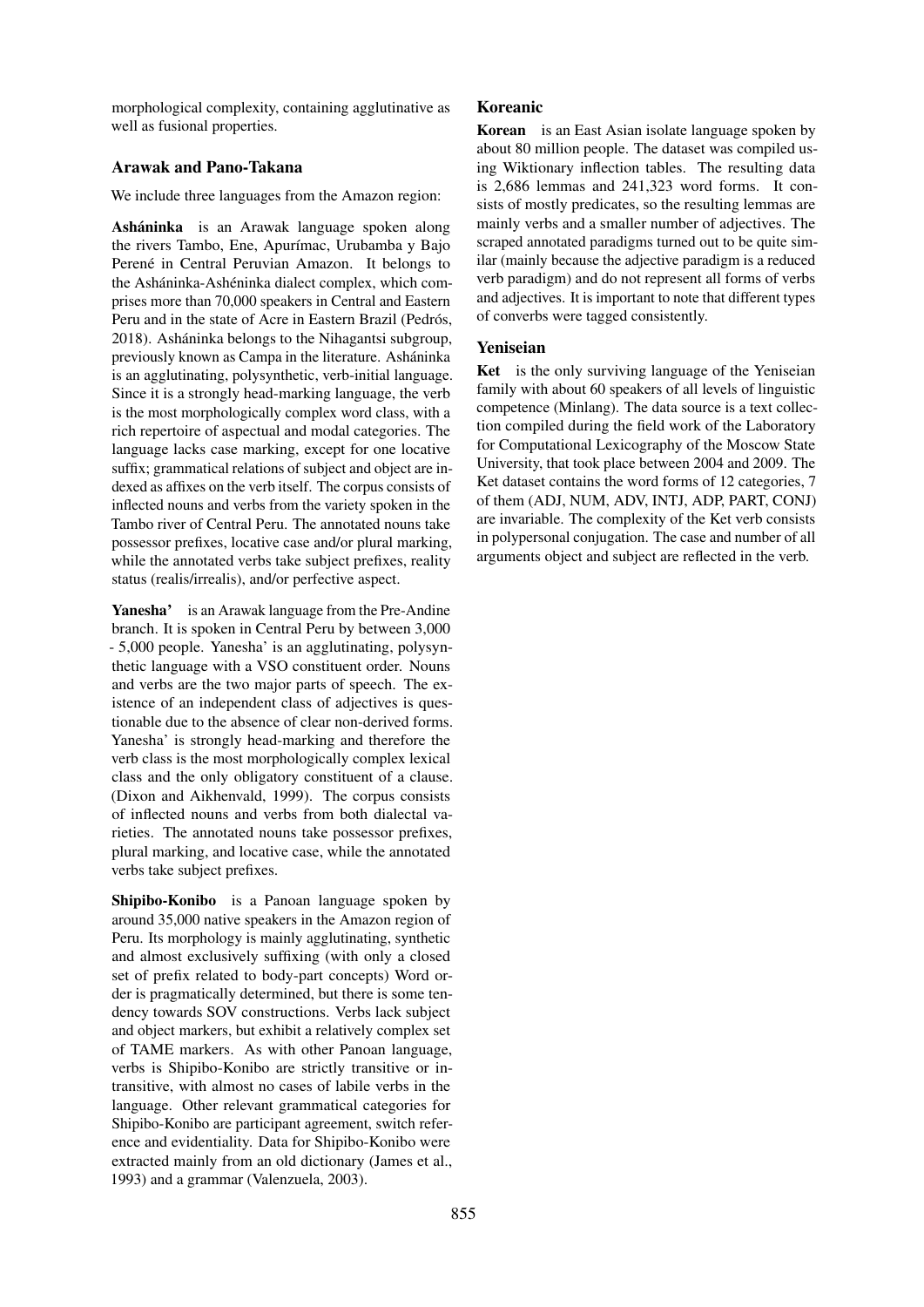morphological complexity, containing agglutinative as well as fusional properties.

### Arawak and Pano-Takana

We include three languages from the Amazon region:

**Asháninka** is an Arawak language spoken along the rivers Tambo, Ene, Apurímac, Urubamba y Bajo Perené in Central Peruvian Amazon. It belongs to the Asháninka-Ashéninka dialect complex, which comprises more than 70,000 speakers in Central and Eastern Peru and in the state of Acre in Eastern Brazil (Pedrós, 2018). Asháninka belongs to the Nihagantsi subgroup, previously known as Campa in the literature. Asháninka is an agglutinating, polysynthetic, verb-initial language. Since it is a strongly head-marking language, the verb is the most morphologically complex word class, with a rich repertoire of aspectual and modal categories. The language lacks case marking, except for one locative suffix; grammatical relations of subject and object are indexed as affixes on the verb itself. The corpus consists of inflected nouns and verbs from the variety spoken in the Tambo river of Central Peru. The annotated nouns take possessor prefixes, locative case and/or plural marking, while the annotated verbs take subject prefixes, reality status (realis/irrealis), and/or perfective aspect.

**Yanesha'** is an Arawak language from the Pre-Andine branch. It is spoken in Central Peru by between 3,000 - 5,000 people. Yanesha' is an agglutinating, polysynthetic language with a VSO constituent order. Nouns and verbs are the two major parts of speech. The existence of an independent class of adjectives is questionable due to the absence of clear non-derived forms. Yanesha' is strongly head-marking and therefore the verb class is the most morphologically complex lexical class and the only obligatory constituent of a clause. (Dixon and Aikhenvald, 1999). The corpus consists of inflected nouns and verbs from both dialectal varieties. The annotated nouns take possessor prefixes, plural marking, and locative case, while the annotated verbs take subject prefixes.

**Shipibo-Konibo** is a Panoan language spoken by around 35,000 native speakers in the Amazon region of Peru. Its morphology is mainly agglutinating, synthetic and almost exclusively suffixing (with only a closed set of prefix related to body-part concepts) Word order is pragmatically determined, but there is some tendency towards SOV constructions. Verbs lack subject and object markers, but exhibit a relatively complex set of TAME markers. As with other Panoan language, verbs is Shipibo-Konibo are strictly transitive or intransitive, with almost no cases of labile verbs in the language. Other relevant grammatical categories for Shipibo-Konibo are participant agreement, switch reference and evidentiality. Data for Shipibo-Konibo were extracted mainly from an old dictionary (James et al., 1993) and a grammar (Valenzuela, 2003).

### Koreanic

**Korean** is an East Asian isolate language spoken by about 80 million people. The dataset was compiled using Wiktionary inflection tables. The resulting data is 2,686 lemmas and 241,323 word forms. It consists of mostly predicates, so the resulting lemmas are mainly verbs and a smaller number of adjectives. The scraped annotated paradigms turned out to be quite similar (mainly because the adjective paradigm is a reduced verb paradigm) and do not represent all forms of verbs and adjectives. It is important to note that different types of converbs were tagged consistently.

### Yeniseian

**Ket** is the only surviving language of the Yeniseian family with about 60 speakers of all levels of linguistic competence (Minlang). The data source is a text collection compiled during the field work of the Laboratory for Computational Lexicography of the Moscow State University, that took place between 2004 and 2009. The Ket dataset contains the word forms of 12 categories, 7 of them (ADJ, NUM, ADV, INTJ, ADP, PART, CONJ) are invariable. The complexity of the Ket verb consists in polypersonal conjugation. The case and number of all arguments object and subject are reflected in the verb.